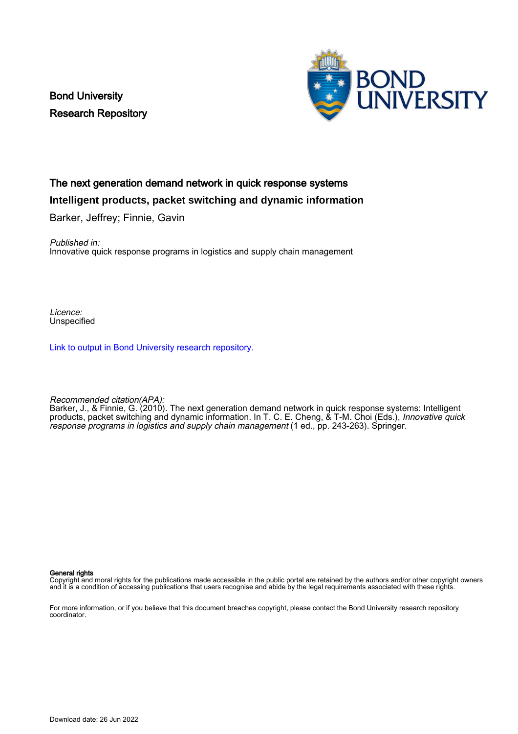Bond University
Research Repository

# The next generation demand network in quick response systems

## Intelligent products, packet switching and dynamic information

Barker, Jeffrey; Finnie, Gavin

*Published in:*
Innovative quick response programs in logistics and supply chain management

*Licence:*
Unspecified

Link to output in Bond University research repository.

*Recommended citation(APA):*
Barker, J., & Finnie, G. (2010). The next generation demand network in quick response systems: Intelligent products, packet switching and dynamic information. In T. C. E. Cheng, & T-M. Choi (Eds.), *Innovative quick response programs in logistics and supply chain management* (1 ed., pp. 243-263). Springer.

**General rights**
Copyright and moral rights for the publications made accessible in the public portal are retained by the authors and/or other copyright owners and it is a condition of accessing publications that users recognise and abide by the legal requirements associated with these rights.

For more information, or if you believe that this document breaches copyright, please contact the Bond University research repository coordinator.

Download date: 26 Jun 2022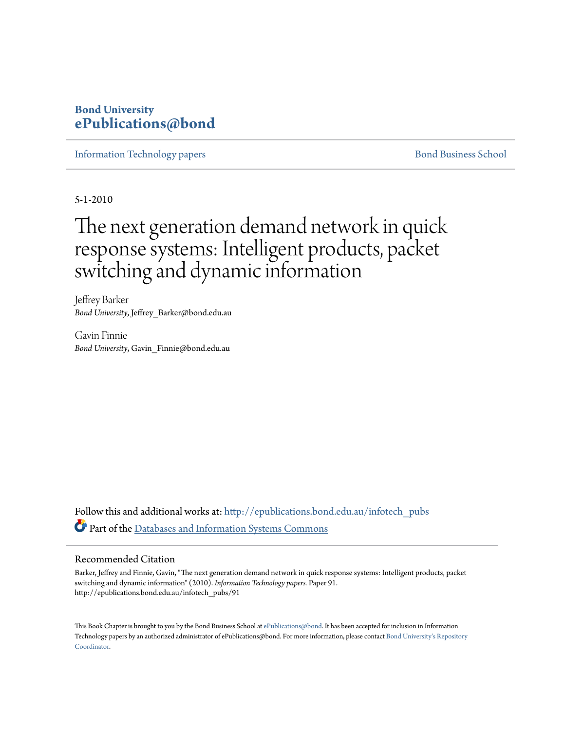**Bond University**
**ePublications@bond**

Information Technology papers | Bond Business School

5-1-2010

# The next generation demand network in quick response systems: Intelligent products, packet switching and dynamic information

Jeffrey Barker
*Bond University*, Jeffrey_Barker@bond.edu.au

Gavin Finnie
*Bond University*, Gavin_Finnie@bond.edu.au

Follow this and additional works at: http://epublications.bond.edu.au/infotech_pubs

Part of the Databases and Information Systems Commons

## Recommended Citation

Barker, Jeffrey and Finnie, Gavin, "The next generation demand network in quick response systems: Intelligent products, packet switching and dynamic information" (2010). *Information Technology papers.* Paper 91.
http://epublications.bond.edu.au/infotech_pubs/91

This Book Chapter is brought to you by the Bond Business School at ePublications@bond. It has been accepted for inclusion in Information Technology papers by an authorized administrator of ePublications@bond. For more information, please contact Bond University's Repository Coordinator.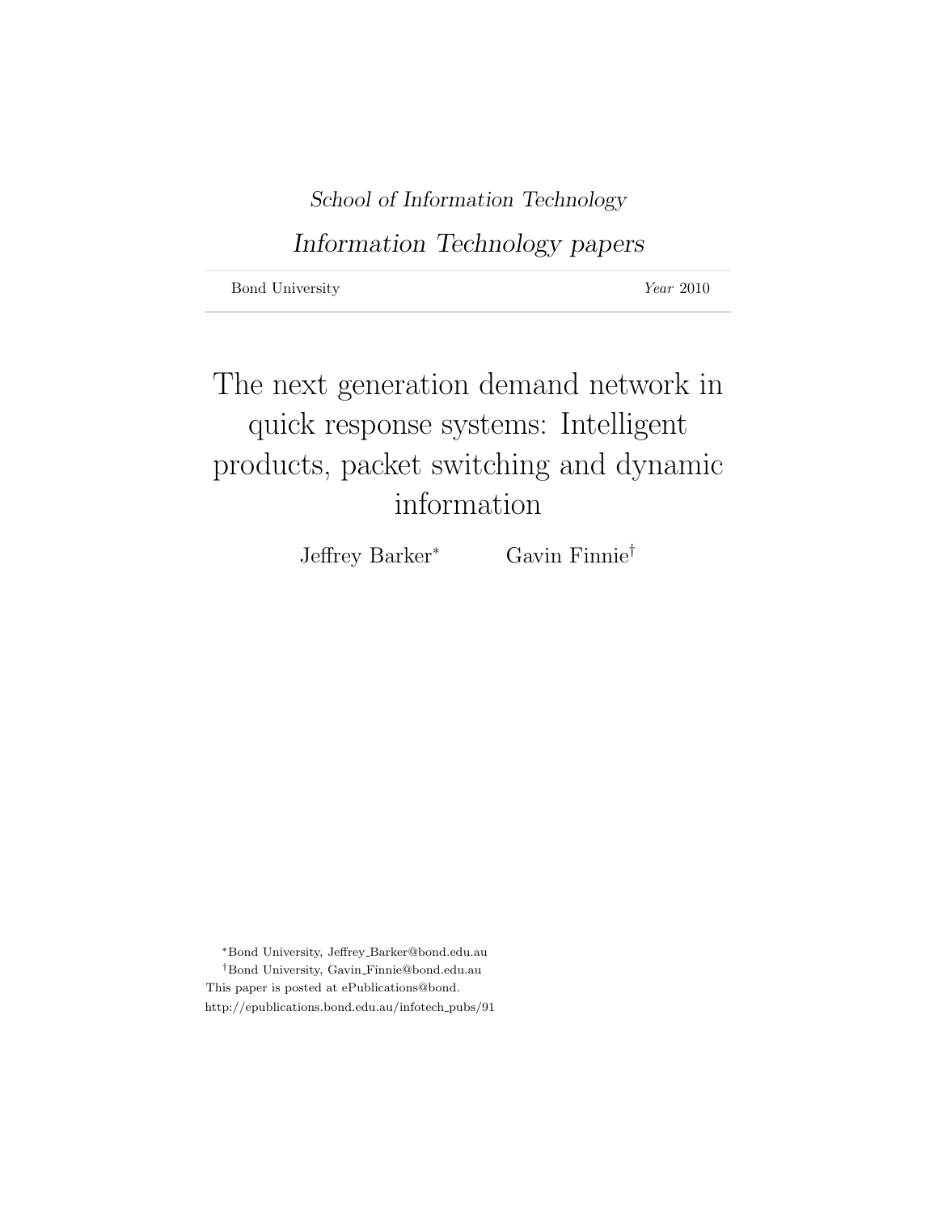*School of Information Technology*

*Information Technology papers*

Bond University *Year* 2010

# The next generation demand network in quick response systems: Intelligent products, packet switching and dynamic information

Jeffrey Barker[*] Gavin Finnie[†]

[*]Bond University, Jeffrey_Barker@bond.edu.au

[†]Bond University, Gavin_Finnie@bond.edu.au

This paper is posted at ePublications@bond.

http://epublications.bond.edu.au/infotech_pubs/91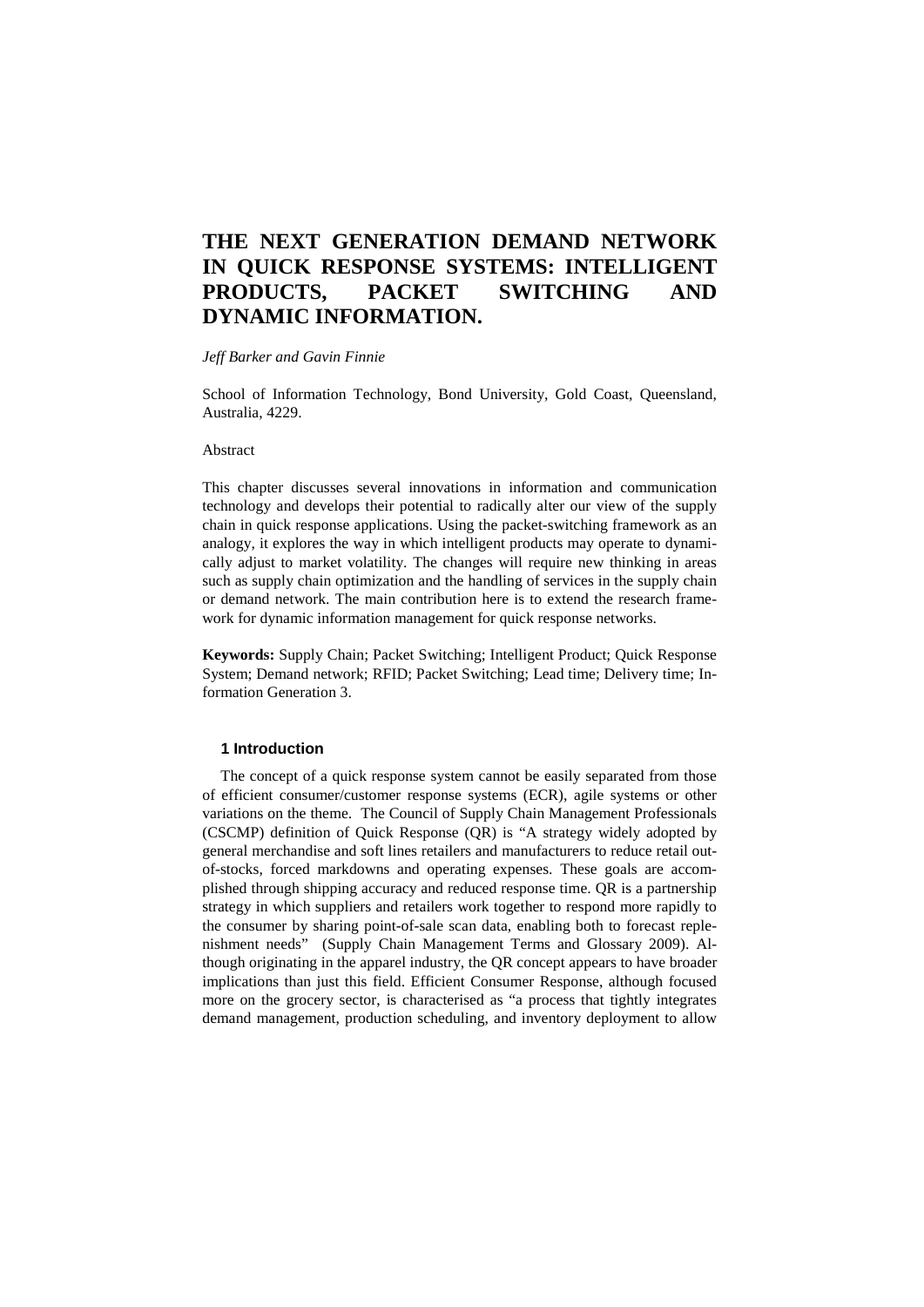# THE NEXT GENERATION DEMAND NETWORK IN QUICK RESPONSE SYSTEMS: INTELLIGENT PRODUCTS, PACKET SWITCHING AND DYNAMIC INFORMATION.

*Jeff Barker and Gavin Finnie*

School of Information Technology, Bond University, Gold Coast, Queensland, Australia, 4229.

Abstract

This chapter discusses several innovations in information and communication technology and develops their potential to radically alter our view of the supply chain in quick response applications. Using the packet-switching framework as an analogy, it explores the way in which intelligent products may operate to dynamically adjust to market volatility. The changes will require new thinking in areas such as supply chain optimization and the handling of services in the supply chain or demand network. The main contribution here is to extend the research framework for dynamic information management for quick response networks.

**Keywords:** Supply Chain; Packet Switching; Intelligent Product; Quick Response System; Demand network; RFID; Packet Switching; Lead time; Delivery time; Information Generation 3.

## 1 Introduction

The concept of a quick response system cannot be easily separated from those of efficient consumer/customer response systems (ECR), agile systems or other variations on the theme. The Council of Supply Chain Management Professionals (CSCMP) definition of Quick Response (QR) is "A strategy widely adopted by general merchandise and soft lines retailers and manufacturers to reduce retail out-of-stocks, forced markdowns and operating expenses. These goals are accomplished through shipping accuracy and reduced response time. QR is a partnership strategy in which suppliers and retailers work together to respond more rapidly to the consumer by sharing point-of-sale scan data, enabling both to forecast replenishment needs" (Supply Chain Management Terms and Glossary 2009). Although originating in the apparel industry, the QR concept appears to have broader implications than just this field. Efficient Consumer Response, although focused more on the grocery sector, is characterised as "a process that tightly integrates demand management, production scheduling, and inventory deployment to allow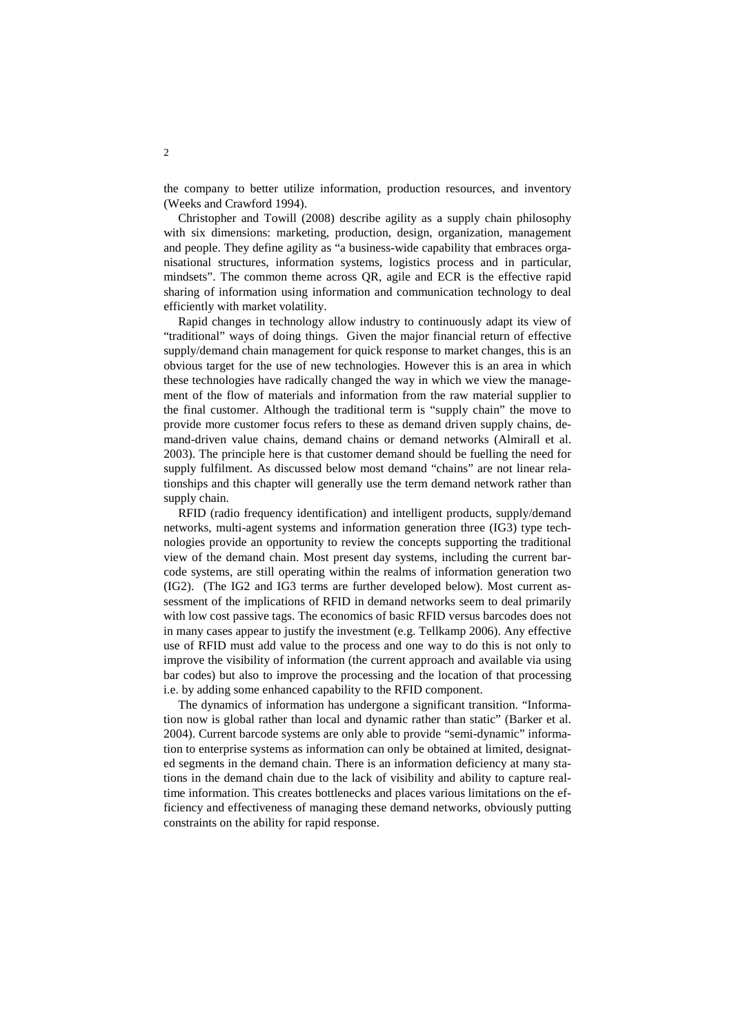the company to better utilize information, production resources, and inventory (Weeks and Crawford 1994).

Christopher and Towill (2008) describe agility as a supply chain philosophy with six dimensions: marketing, production, design, organization, management and people. They define agility as "a business-wide capability that embraces organisational structures, information systems, logistics process and in particular, mindsets". The common theme across QR, agile and ECR is the effective rapid sharing of information using information and communication technology to deal efficiently with market volatility.

Rapid changes in technology allow industry to continuously adapt its view of "traditional" ways of doing things. Given the major financial return of effective supply/demand chain management for quick response to market changes, this is an obvious target for the use of new technologies. However this is an area in which these technologies have radically changed the way in which we view the management of the flow of materials and information from the raw material supplier to the final customer. Although the traditional term is "supply chain" the move to provide more customer focus refers to these as demand driven supply chains, demand-driven value chains, demand chains or demand networks (Almirall et al. 2003). The principle here is that customer demand should be fuelling the need for supply fulfilment. As discussed below most demand "chains" are not linear relationships and this chapter will generally use the term demand network rather than supply chain.

RFID (radio frequency identification) and intelligent products, supply/demand networks, multi-agent systems and information generation three (IG3) type technologies provide an opportunity to review the concepts supporting the traditional view of the demand chain. Most present day systems, including the current barcode systems, are still operating within the realms of information generation two (IG2). (The IG2 and IG3 terms are further developed below). Most current assessment of the implications of RFID in demand networks seem to deal primarily with low cost passive tags. The economics of basic RFID versus barcodes does not in many cases appear to justify the investment (e.g. Tellkamp 2006). Any effective use of RFID must add value to the process and one way to do this is not only to improve the visibility of information (the current approach and available via using bar codes) but also to improve the processing and the location of that processing i.e. by adding some enhanced capability to the RFID component.

The dynamics of information has undergone a significant transition. "Information now is global rather than local and dynamic rather than static" (Barker et al. 2004). Current barcode systems are only able to provide "semi-dynamic" information to enterprise systems as information can only be obtained at limited, designated segments in the demand chain. There is an information deficiency at many stations in the demand chain due to the lack of visibility and ability to capture real-time information. This creates bottlenecks and places various limitations on the efficiency and effectiveness of managing these demand networks, obviously putting constraints on the ability for rapid response.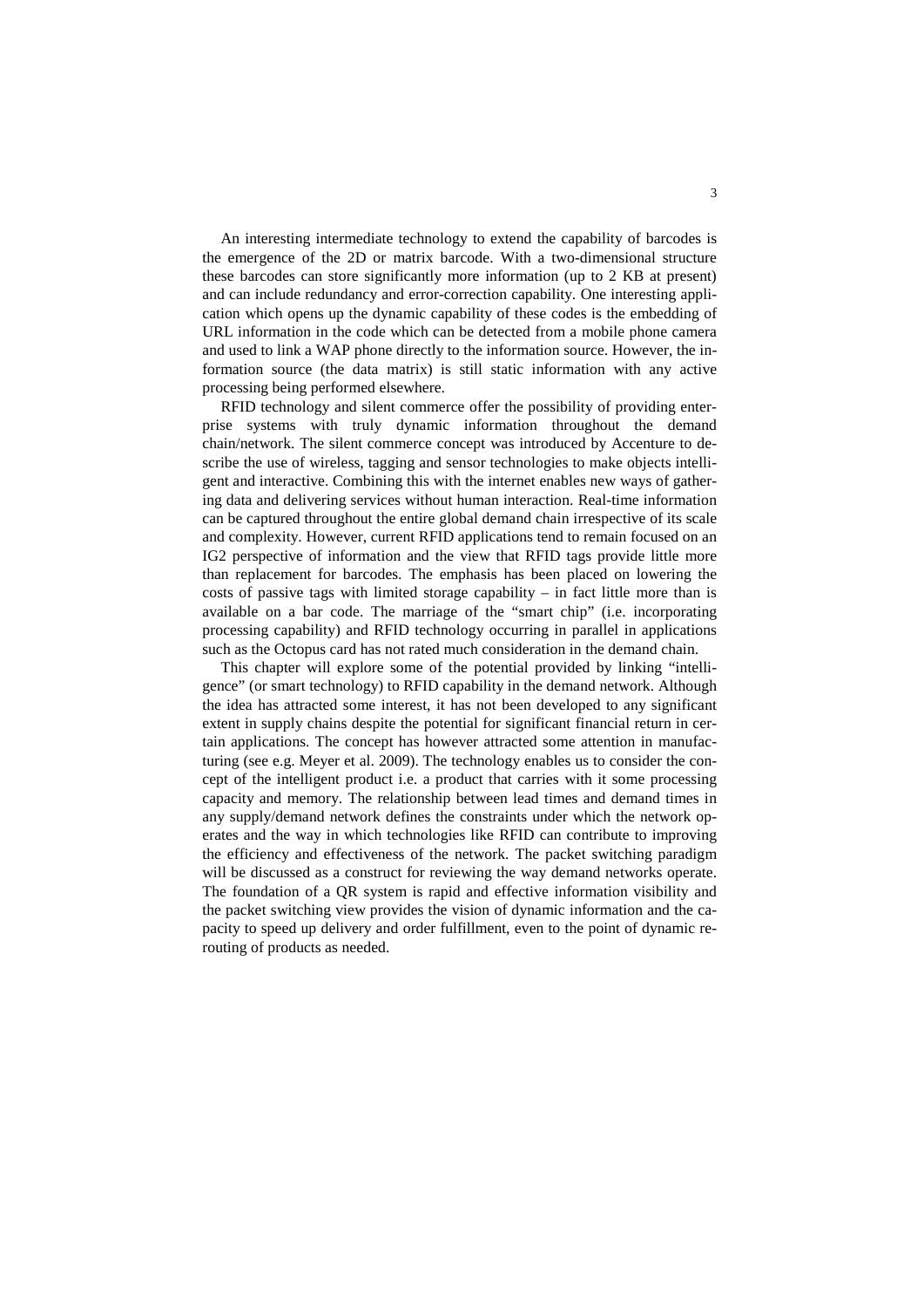An interesting intermediate technology to extend the capability of barcodes is the emergence of the 2D or matrix barcode. With a two-dimensional structure these barcodes can store significantly more information (up to 2 KB at present) and can include redundancy and error-correction capability. One interesting application which opens up the dynamic capability of these codes is the embedding of URL information in the code which can be detected from a mobile phone camera and used to link a WAP phone directly to the information source. However, the information source (the data matrix) is still static information with any active processing being performed elsewhere.

RFID technology and silent commerce offer the possibility of providing enterprise systems with truly dynamic information throughout the demand chain/network. The silent commerce concept was introduced by Accenture to describe the use of wireless, tagging and sensor technologies to make objects intelligent and interactive. Combining this with the internet enables new ways of gathering data and delivering services without human interaction. Real-time information can be captured throughout the entire global demand chain irrespective of its scale and complexity. However, current RFID applications tend to remain focused on an IG2 perspective of information and the view that RFID tags provide little more than replacement for barcodes. The emphasis has been placed on lowering the costs of passive tags with limited storage capability – in fact little more than is available on a bar code. The marriage of the "smart chip" (i.e. incorporating processing capability) and RFID technology occurring in parallel in applications such as the Octopus card has not rated much consideration in the demand chain.

This chapter will explore some of the potential provided by linking "intelligence" (or smart technology) to RFID capability in the demand network. Although the idea has attracted some interest, it has not been developed to any significant extent in supply chains despite the potential for significant financial return in certain applications. The concept has however attracted some attention in manufacturing (see e.g. Meyer et al. 2009). The technology enables us to consider the concept of the intelligent product i.e. a product that carries with it some processing capacity and memory. The relationship between lead times and demand times in any supply/demand network defines the constraints under which the network operates and the way in which technologies like RFID can contribute to improving the efficiency and effectiveness of the network. The packet switching paradigm will be discussed as a construct for reviewing the way demand networks operate. The foundation of a QR system is rapid and effective information visibility and the packet switching view provides the vision of dynamic information and the capacity to speed up delivery and order fulfillment, even to the point of dynamic rerouting of products as needed.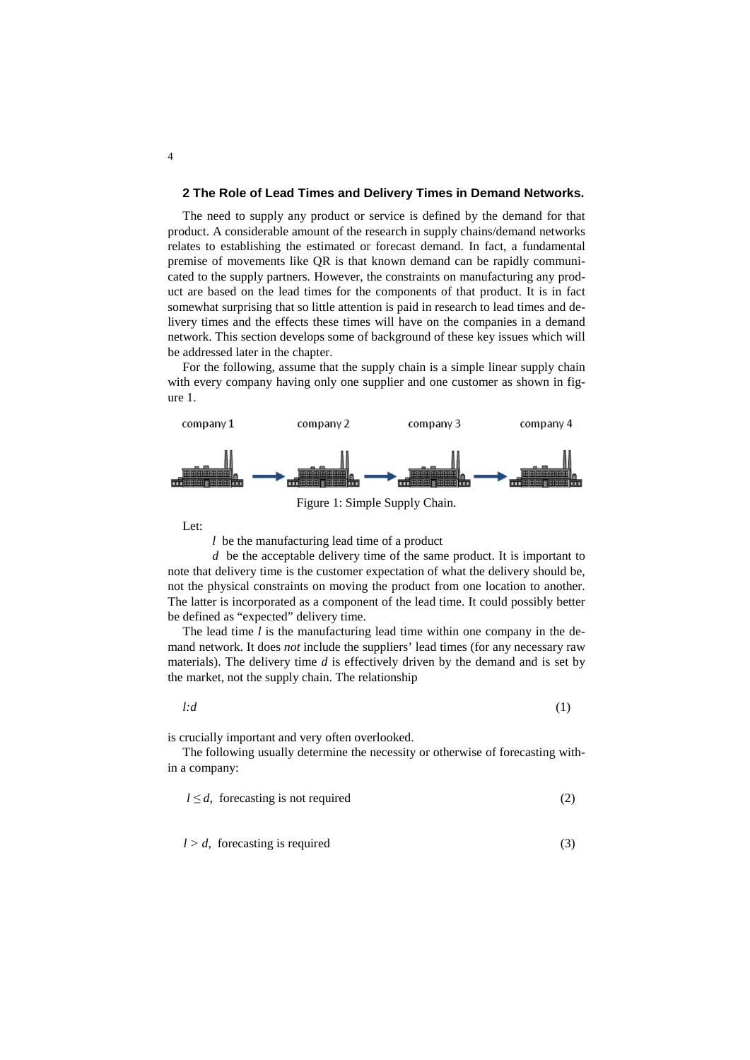## 2 The Role of Lead Times and Delivery Times in Demand Networks.

The need to supply any product or service is defined by the demand for that product. A considerable amount of the research in supply chains/demand networks relates to establishing the estimated or forecast demand. In fact, a fundamental premise of movements like QR is that known demand can be rapidly communicated to the supply partners. However, the constraints on manufacturing any product are based on the lead times for the components of that product. It is in fact somewhat surprising that so little attention is paid in research to lead times and delivery times and the effects these times will have on the companies in a demand network. This section develops some of background of these key issues which will be addressed later in the chapter.

For the following, assume that the supply chain is a simple linear supply chain with every company having only one supplier and one customer as shown in figure 1.

company 1 → company 2 → company 3 → company 4

Figure 1: Simple Supply Chain.

Let:

$l$ be the manufacturing lead time of a product

$d$ be the acceptable delivery time of the same product. It is important to note that delivery time is the customer expectation of what the delivery should be, not the physical constraints on moving the product from one location to another. The latter is incorporated as a component of the lead time. It could possibly better be defined as "expected" delivery time.

The lead time $l$ is the manufacturing lead time within one company in the demand network. It does *not* include the suppliers' lead times (for any necessary raw materials). The delivery time $d$ is effectively driven by the demand and is set by the market, not the supply chain. The relationship

$$l{:}d \tag{1}$$

is crucially important and very often overlooked.

The following usually determine the necessity or otherwise of forecasting within a company:

$$l \leq d, \text{ forecasting is not required} \tag{2}$$

$$l > d, \text{ forecasting is required} \tag{3}$$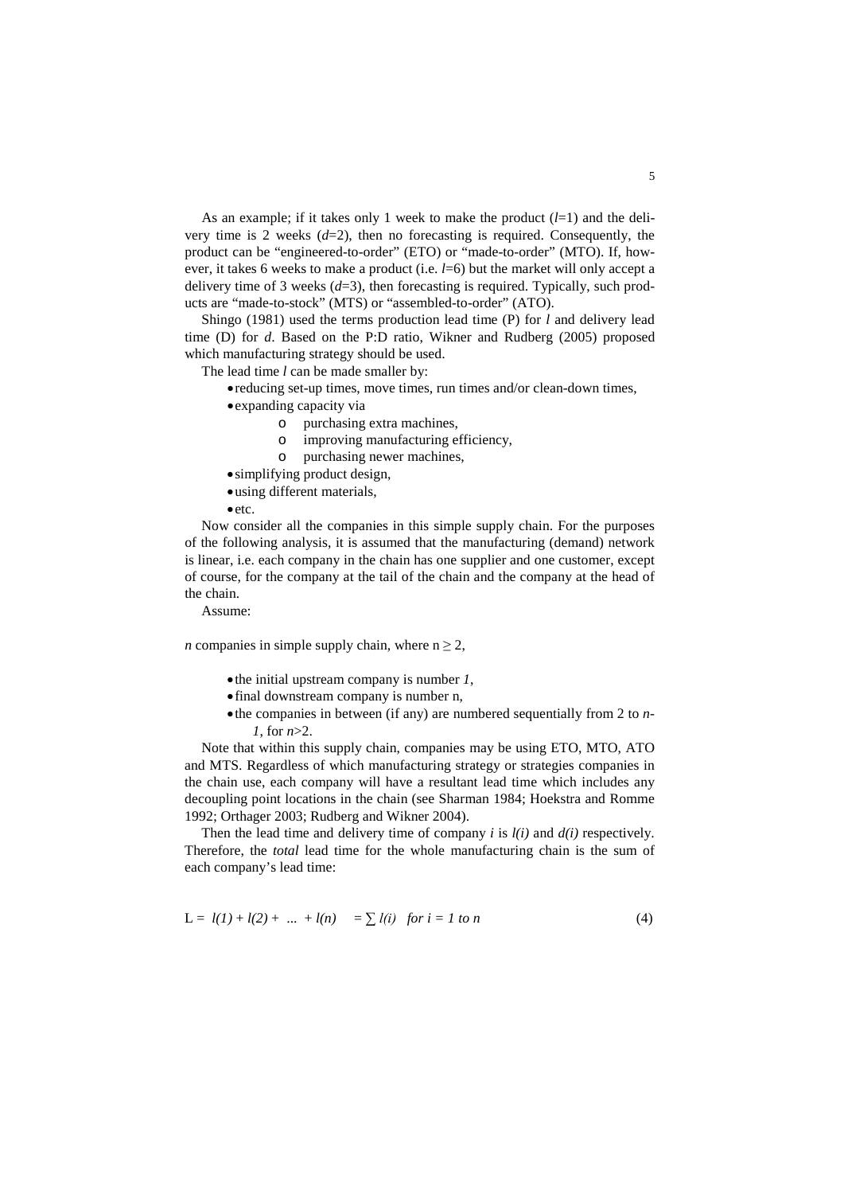As an example; if it takes only 1 week to make the product ($l$=1) and the delivery time is 2 weeks ($d$=2), then no forecasting is required. Consequently, the product can be "engineered-to-order" (ETO) or "made-to-order" (MTO). If, however, it takes 6 weeks to make a product (i.e. $l$=6) but the market will only accept a delivery time of 3 weeks ($d$=3), then forecasting is required. Typically, such products are "made-to-stock" (MTS) or "assembled-to-order" (ATO).

Shingo (1981) used the terms production lead time (P) for $l$ and delivery lead time (D) for $d$. Based on the P:D ratio, Wikner and Rudberg (2005) proposed which manufacturing strategy should be used.

The lead time $l$ can be made smaller by:

- reducing set-up times, move times, run times and/or clean-down times,
- expanding capacity via
  - purchasing extra machines,
  - improving manufacturing efficiency,
  - purchasing newer machines,
- simplifying product design,
- using different materials,
- etc.

Now consider all the companies in this simple supply chain. For the purposes of the following analysis, it is assumed that the manufacturing (demand) network is linear, i.e. each company in the chain has one supplier and one customer, except of course, for the company at the tail of the chain and the company at the head of the chain.

Assume:

$n$ companies in simple supply chain, where $n \geq 2$,

- the initial upstream company is number *1*,
- final downstream company is number n,
- the companies in between (if any) are numbered sequentially from 2 to $n$-*1*, for $n$>2.

Note that within this supply chain, companies may be using ETO, MTO, ATO and MTS. Regardless of which manufacturing strategy or strategies companies in the chain use, each company will have a resultant lead time which includes any decoupling point locations in the chain (see Sharman 1984; Hoekstra and Romme 1992; Orthager 2003; Rudberg and Wikner 2004).

Then the lead time and delivery time of company $i$ is $l(i)$ and $d(i)$ respectively. Therefore, the *total* lead time for the whole manufacturing chain is the sum of each company's lead time:

$$L = l(1) + l(2) + \ldots + l(n) \quad = \sum l(i) \quad \text{for } i = 1 \text{ to } n \tag{4}$$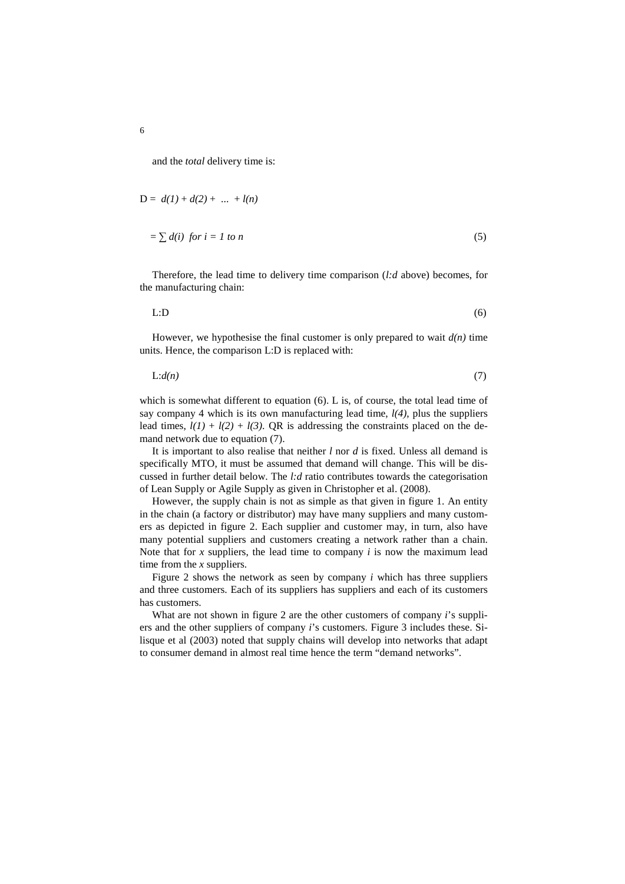and the *total* delivery time is:

$$D = d(1) + d(2) + \ ... \ + l(n)$$

$$= \sum d(i) \ \ for \ i = 1 \ to \ n \tag{5}$$

Therefore, the lead time to delivery time comparison (*l:d* above) becomes, for the manufacturing chain:

$$L{:}D \tag{6}$$

However, we hypothesise the final customer is only prepared to wait $d(n)$ time units. Hence, the comparison L:D is replaced with:

$$L{:}d(n) \tag{7}$$

which is somewhat different to equation (6). L is, of course, the total lead time of say company 4 which is its own manufacturing lead time, $l(4)$, plus the suppliers lead times, $l(1) + l(2) + l(3)$. QR is addressing the constraints placed on the demand network due to equation (7).

It is important to also realise that neither $l$ nor $d$ is fixed. Unless all demand is specifically MTO, it must be assumed that demand will change. This will be discussed in further detail below. The *l:d* ratio contributes towards the categorisation of Lean Supply or Agile Supply as given in Christopher et al. (2008).

However, the supply chain is not as simple as that given in figure 1. An entity in the chain (a factory or distributor) may have many suppliers and many customers as depicted in figure 2. Each supplier and customer may, in turn, also have many potential suppliers and customers creating a network rather than a chain. Note that for $x$ suppliers, the lead time to company $i$ is now the maximum lead time from the $x$ suppliers.

Figure 2 shows the network as seen by company $i$ which has three suppliers and three customers. Each of its suppliers has suppliers and each of its customers has customers.

What are not shown in figure 2 are the other customers of company $i$'s suppliers and the other suppliers of company $i$'s customers. Figure 3 includes these. Silisque et al (2003) noted that supply chains will develop into networks that adapt to consumer demand in almost real time hence the term "demand networks".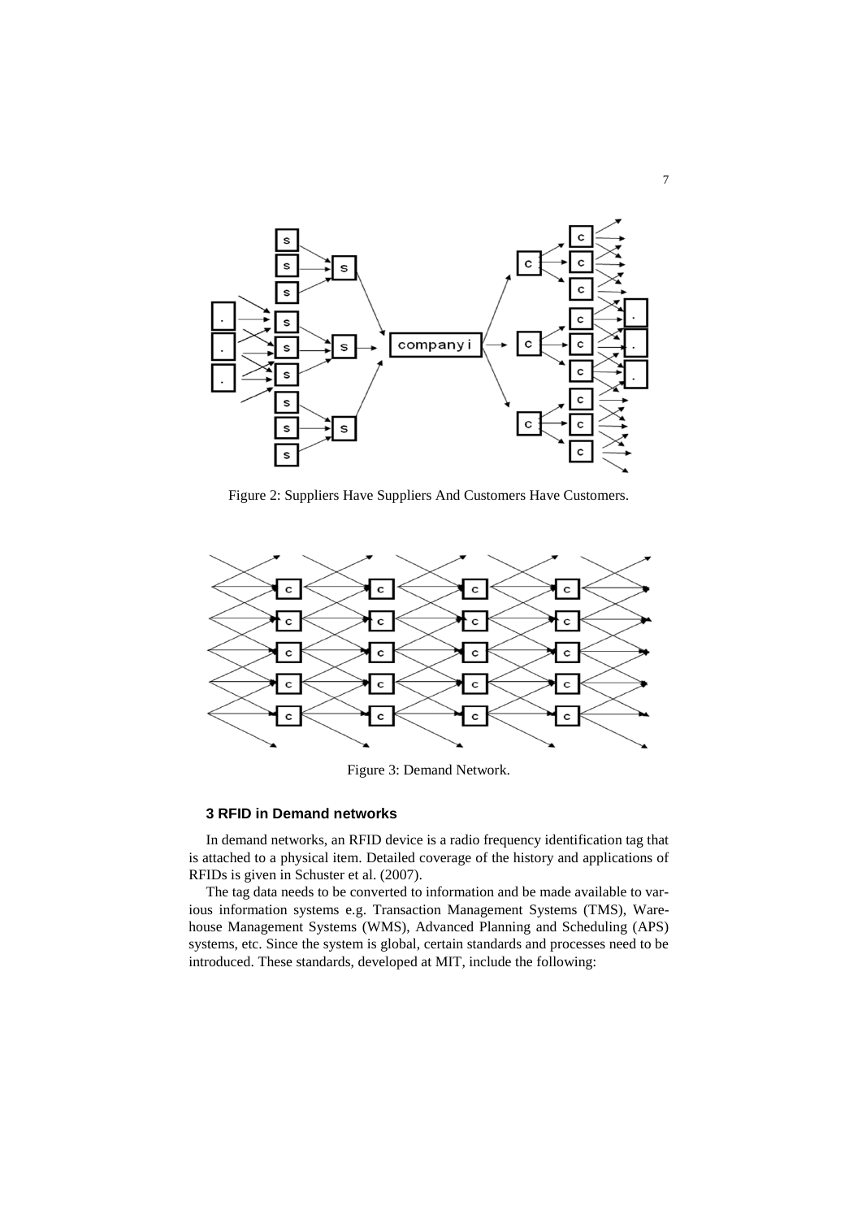Figure 2: Suppliers Have Suppliers And Customers Have Customers.

Figure 3: Demand Network.

### 3 RFID in Demand networks

In demand networks, an RFID device is a radio frequency identification tag that is attached to a physical item. Detailed coverage of the history and applications of RFIDs is given in Schuster et al. (2007).

The tag data needs to be converted to information and be made available to various information systems e.g. Transaction Management Systems (TMS), Warehouse Management Systems (WMS), Advanced Planning and Scheduling (APS) systems, etc. Since the system is global, certain standards and processes need to be introduced. These standards, developed at MIT, include the following: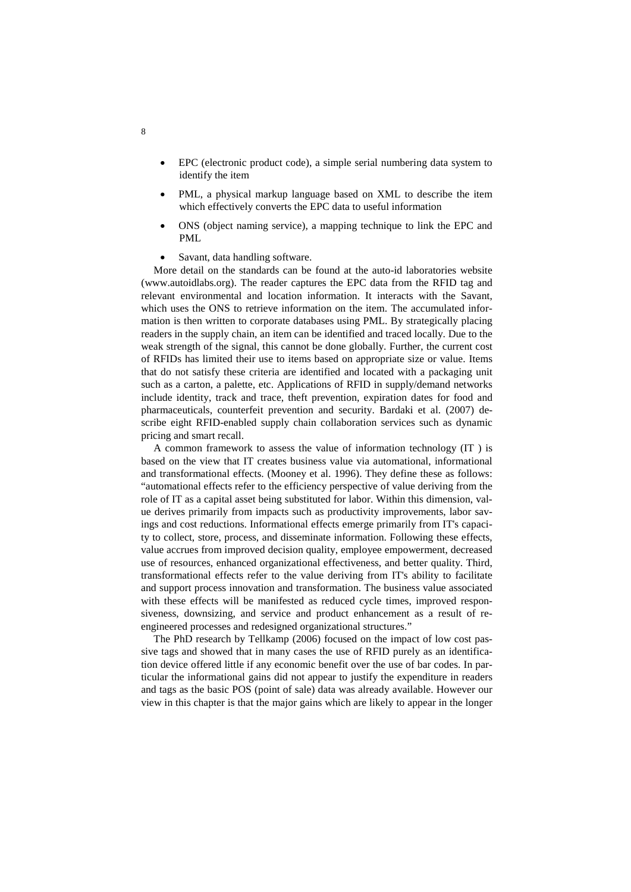- EPC (electronic product code), a simple serial numbering data system to identify the item
- PML, a physical markup language based on XML to describe the item which effectively converts the EPC data to useful information
- ONS (object naming service), a mapping technique to link the EPC and PML
- Savant, data handling software.

More detail on the standards can be found at the auto-id laboratories website (www.autoidlabs.org). The reader captures the EPC data from the RFID tag and relevant environmental and location information. It interacts with the Savant, which uses the ONS to retrieve information on the item. The accumulated information is then written to corporate databases using PML. By strategically placing readers in the supply chain, an item can be identified and traced locally. Due to the weak strength of the signal, this cannot be done globally. Further, the current cost of RFIDs has limited their use to items based on appropriate size or value. Items that do not satisfy these criteria are identified and located with a packaging unit such as a carton, a palette, etc. Applications of RFID in supply/demand networks include identity, track and trace, theft prevention, expiration dates for food and pharmaceuticals, counterfeit prevention and security. Bardaki et al. (2007) describe eight RFID-enabled supply chain collaboration services such as dynamic pricing and smart recall.

A common framework to assess the value of information technology (IT ) is based on the view that IT creates business value via automational, informational and transformational effects. (Mooney et al. 1996). They define these as follows: "automational effects refer to the efficiency perspective of value deriving from the role of IT as a capital asset being substituted for labor. Within this dimension, value derives primarily from impacts such as productivity improvements, labor savings and cost reductions. Informational effects emerge primarily from IT's capacity to collect, store, process, and disseminate information. Following these effects, value accrues from improved decision quality, employee empowerment, decreased use of resources, enhanced organizational effectiveness, and better quality. Third, transformational effects refer to the value deriving from IT's ability to facilitate and support process innovation and transformation. The business value associated with these effects will be manifested as reduced cycle times, improved responsiveness, downsizing, and service and product enhancement as a result of re-engineered processes and redesigned organizational structures."

The PhD research by Tellkamp (2006) focused on the impact of low cost passive tags and showed that in many cases the use of RFID purely as an identification device offered little if any economic benefit over the use of bar codes. In particular the informational gains did not appear to justify the expenditure in readers and tags as the basic POS (point of sale) data was already available. However our view in this chapter is that the major gains which are likely to appear in the longer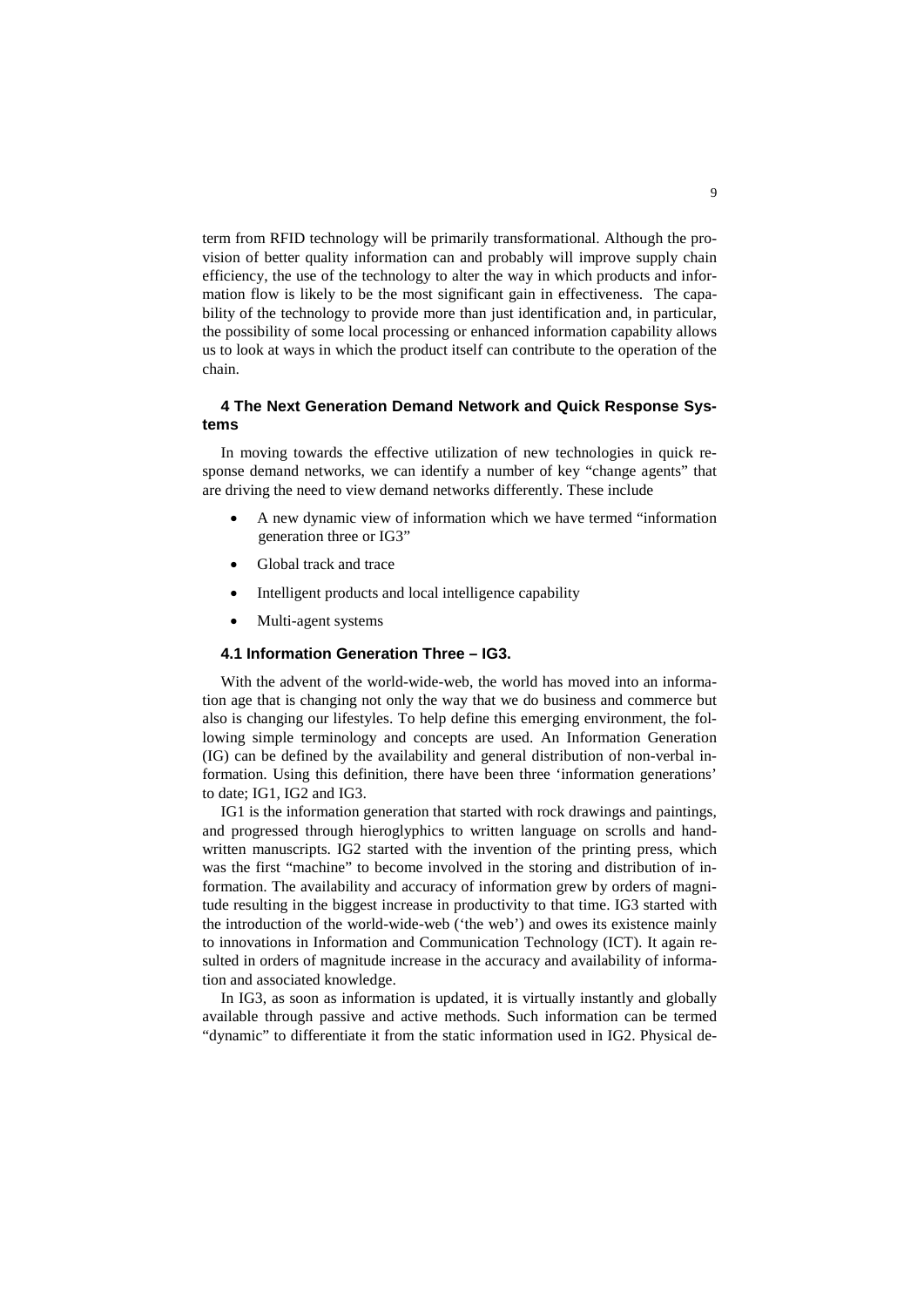term from RFID technology will be primarily transformational. Although the provision of better quality information can and probably will improve supply chain efficiency, the use of the technology to alter the way in which products and information flow is likely to be the most significant gain in effectiveness. The capability of the technology to provide more than just identification and, in particular, the possibility of some local processing or enhanced information capability allows us to look at ways in which the product itself can contribute to the operation of the chain.

## 4 The Next Generation Demand Network and Quick Response Systems

In moving towards the effective utilization of new technologies in quick response demand networks, we can identify a number of key "change agents" that are driving the need to view demand networks differently. These include

- A new dynamic view of information which we have termed "information generation three or IG3"
- Global track and trace
- Intelligent products and local intelligence capability
- Multi-agent systems

### 4.1 Information Generation Three – IG3.

With the advent of the world-wide-web, the world has moved into an information age that is changing not only the way that we do business and commerce but also is changing our lifestyles. To help define this emerging environment, the following simple terminology and concepts are used. An Information Generation (IG) can be defined by the availability and general distribution of non-verbal information. Using this definition, there have been three 'information generations' to date; IG1, IG2 and IG3.

IG1 is the information generation that started with rock drawings and paintings, and progressed through hieroglyphics to written language on scrolls and handwritten manuscripts. IG2 started with the invention of the printing press, which was the first "machine" to become involved in the storing and distribution of information. The availability and accuracy of information grew by orders of magnitude resulting in the biggest increase in productivity to that time. IG3 started with the introduction of the world-wide-web ('the web') and owes its existence mainly to innovations in Information and Communication Technology (ICT). It again resulted in orders of magnitude increase in the accuracy and availability of information and associated knowledge.

In IG3, as soon as information is updated, it is virtually instantly and globally available through passive and active methods. Such information can be termed "dynamic" to differentiate it from the static information used in IG2. Physical de-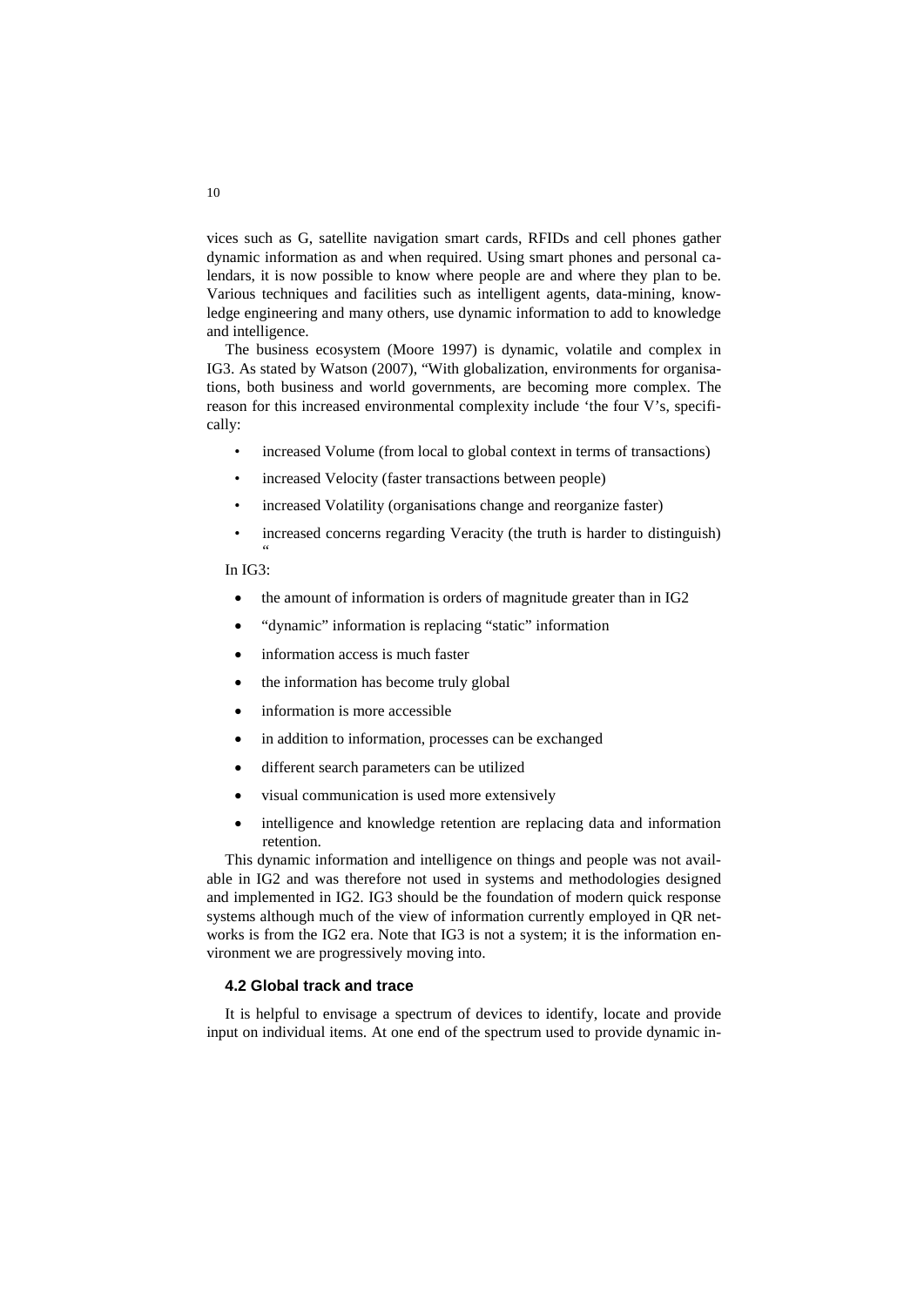vices such as G, satellite navigation smart cards, RFIDs and cell phones gather dynamic information as and when required. Using smart phones and personal calendars, it is now possible to know where people are and where they plan to be. Various techniques and facilities such as intelligent agents, data-mining, knowledge engineering and many others, use dynamic information to add to knowledge and intelligence.

The business ecosystem (Moore 1997) is dynamic, volatile and complex in IG3. As stated by Watson (2007), "With globalization, environments for organisations, both business and world governments, are becoming more complex. The reason for this increased environmental complexity include 'the four V's, specifically:

- increased Volume (from local to global context in terms of transactions)
- increased Velocity (faster transactions between people)
- increased Volatility (organisations change and reorganize faster)
- increased concerns regarding Veracity (the truth is harder to distinguish) "

In IG3:

- the amount of information is orders of magnitude greater than in IG2
- "dynamic" information is replacing "static" information
- information access is much faster
- the information has become truly global
- information is more accessible
- in addition to information, processes can be exchanged
- different search parameters can be utilized
- visual communication is used more extensively
- intelligence and knowledge retention are replacing data and information retention.

This dynamic information and intelligence on things and people was not available in IG2 and was therefore not used in systems and methodologies designed and implemented in IG2. IG3 should be the foundation of modern quick response systems although much of the view of information currently employed in QR networks is from the IG2 era. Note that IG3 is not a system; it is the information environment we are progressively moving into.

### 4.2 Global track and trace

It is helpful to envisage a spectrum of devices to identify, locate and provide input on individual items. At one end of the spectrum used to provide dynamic in-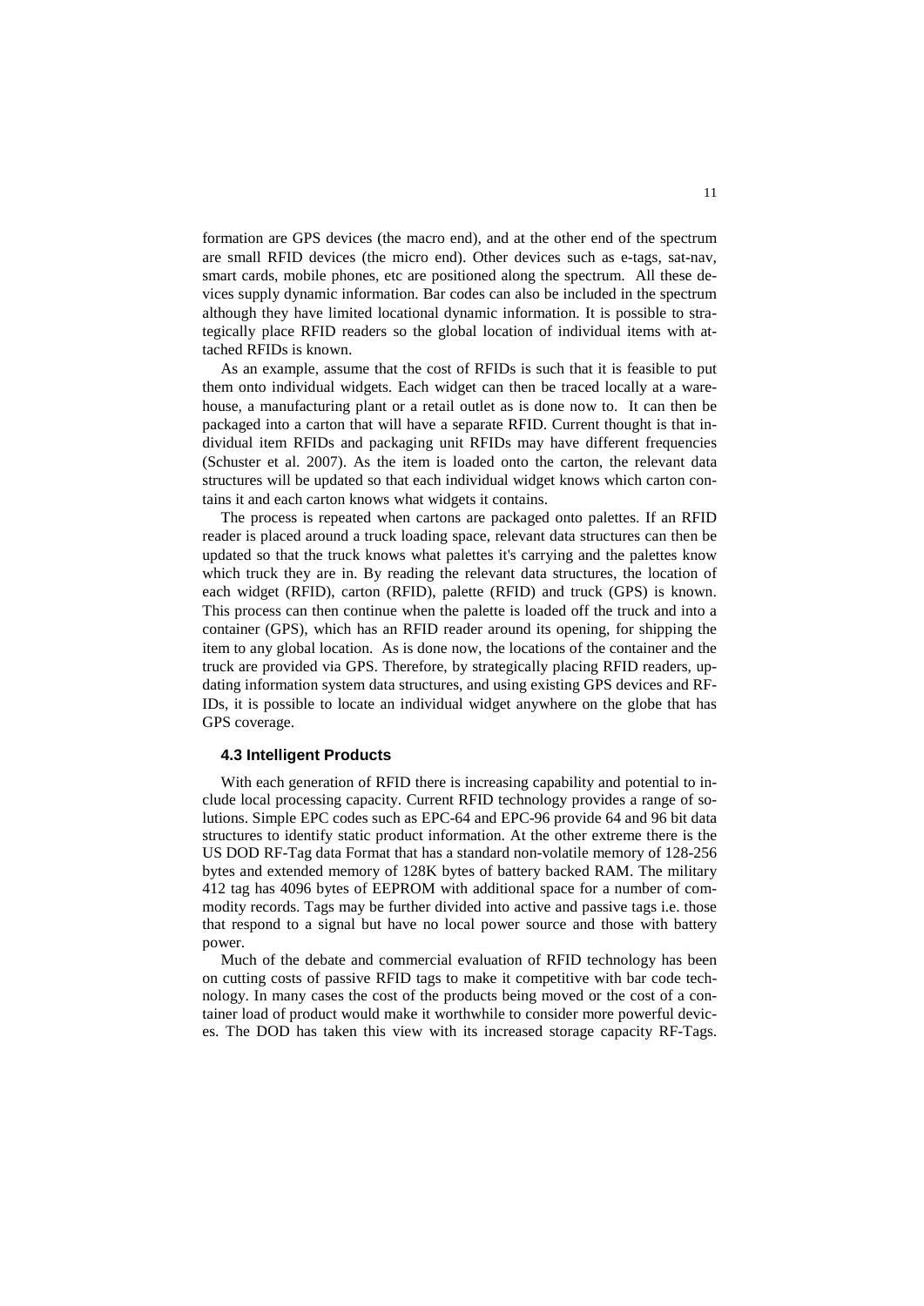formation are GPS devices (the macro end), and at the other end of the spectrum are small RFID devices (the micro end). Other devices such as e-tags, sat-nav, smart cards, mobile phones, etc are positioned along the spectrum. All these devices supply dynamic information. Bar codes can also be included in the spectrum although they have limited locational dynamic information. It is possible to strategically place RFID readers so the global location of individual items with attached RFIDs is known.

As an example, assume that the cost of RFIDs is such that it is feasible to put them onto individual widgets. Each widget can then be traced locally at a warehouse, a manufacturing plant or a retail outlet as is done now to. It can then be packaged into a carton that will have a separate RFID. Current thought is that individual item RFIDs and packaging unit RFIDs may have different frequencies (Schuster et al. 2007). As the item is loaded onto the carton, the relevant data structures will be updated so that each individual widget knows which carton contains it and each carton knows what widgets it contains.

The process is repeated when cartons are packaged onto palettes. If an RFID reader is placed around a truck loading space, relevant data structures can then be updated so that the truck knows what palettes it's carrying and the palettes know which truck they are in. By reading the relevant data structures, the location of each widget (RFID), carton (RFID), palette (RFID) and truck (GPS) is known. This process can then continue when the palette is loaded off the truck and into a container (GPS), which has an RFID reader around its opening, for shipping the item to any global location. As is done now, the locations of the container and the truck are provided via GPS. Therefore, by strategically placing RFID readers, updating information system data structures, and using existing GPS devices and RFIDs, it is possible to locate an individual widget anywhere on the globe that has GPS coverage.

### 4.3 Intelligent Products

With each generation of RFID there is increasing capability and potential to include local processing capacity. Current RFID technology provides a range of solutions. Simple EPC codes such as EPC-64 and EPC-96 provide 64 and 96 bit data structures to identify static product information. At the other extreme there is the US DOD RF-Tag data Format that has a standard non-volatile memory of 128-256 bytes and extended memory of 128K bytes of battery backed RAM. The military 412 tag has 4096 bytes of EEPROM with additional space for a number of commodity records. Tags may be further divided into active and passive tags i.e. those that respond to a signal but have no local power source and those with battery power.

Much of the debate and commercial evaluation of RFID technology has been on cutting costs of passive RFID tags to make it competitive with bar code technology. In many cases the cost of the products being moved or the cost of a container load of product would make it worthwhile to consider more powerful devices. The DOD has taken this view with its increased storage capacity RF-Tags.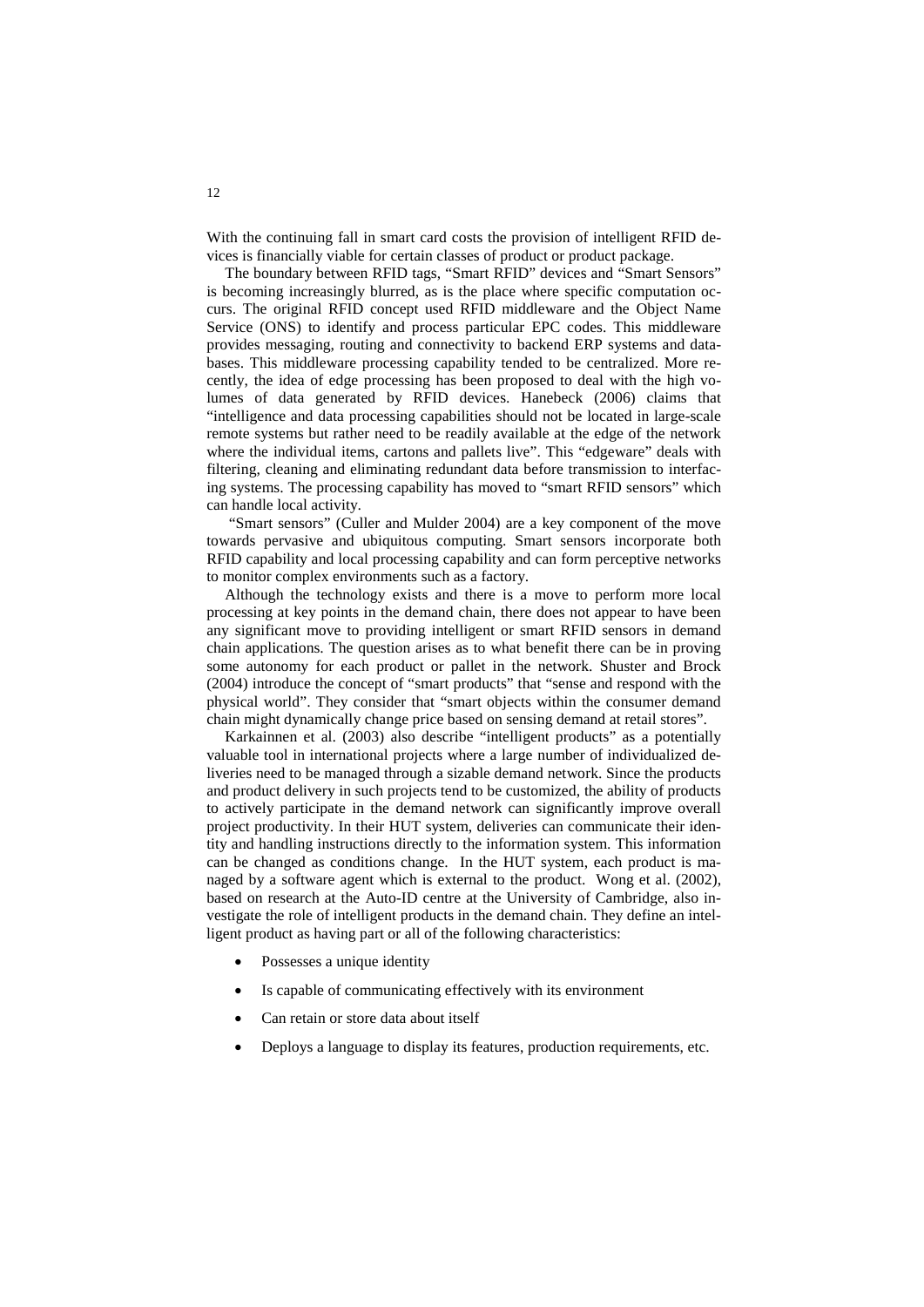With the continuing fall in smart card costs the provision of intelligent RFID devices is financially viable for certain classes of product or product package.

The boundary between RFID tags, "Smart RFID" devices and "Smart Sensors" is becoming increasingly blurred, as is the place where specific computation occurs. The original RFID concept used RFID middleware and the Object Name Service (ONS) to identify and process particular EPC codes. This middleware provides messaging, routing and connectivity to backend ERP systems and databases. This middleware processing capability tended to be centralized. More recently, the idea of edge processing has been proposed to deal with the high volumes of data generated by RFID devices. Hanebeck (2006) claims that "intelligence and data processing capabilities should not be located in large-scale remote systems but rather need to be readily available at the edge of the network where the individual items, cartons and pallets live". This "edgeware" deals with filtering, cleaning and eliminating redundant data before transmission to interfacing systems. The processing capability has moved to "smart RFID sensors" which can handle local activity.

"Smart sensors" (Culler and Mulder 2004) are a key component of the move towards pervasive and ubiquitous computing. Smart sensors incorporate both RFID capability and local processing capability and can form perceptive networks to monitor complex environments such as a factory.

Although the technology exists and there is a move to perform more local processing at key points in the demand chain, there does not appear to have been any significant move to providing intelligent or smart RFID sensors in demand chain applications. The question arises as to what benefit there can be in proving some autonomy for each product or pallet in the network. Shuster and Brock (2004) introduce the concept of "smart products" that "sense and respond with the physical world". They consider that "smart objects within the consumer demand chain might dynamically change price based on sensing demand at retail stores".

Karkainnen et al. (2003) also describe "intelligent products" as a potentially valuable tool in international projects where a large number of individualized deliveries need to be managed through a sizable demand network. Since the products and product delivery in such projects tend to be customized, the ability of products to actively participate in the demand network can significantly improve overall project productivity. In their HUT system, deliveries can communicate their identity and handling instructions directly to the information system. This information can be changed as conditions change. In the HUT system, each product is managed by a software agent which is external to the product. Wong et al. (2002), based on research at the Auto-ID centre at the University of Cambridge, also investigate the role of intelligent products in the demand chain. They define an intelligent product as having part or all of the following characteristics:

- Possesses a unique identity
- Is capable of communicating effectively with its environment
- Can retain or store data about itself
- Deploys a language to display its features, production requirements, etc.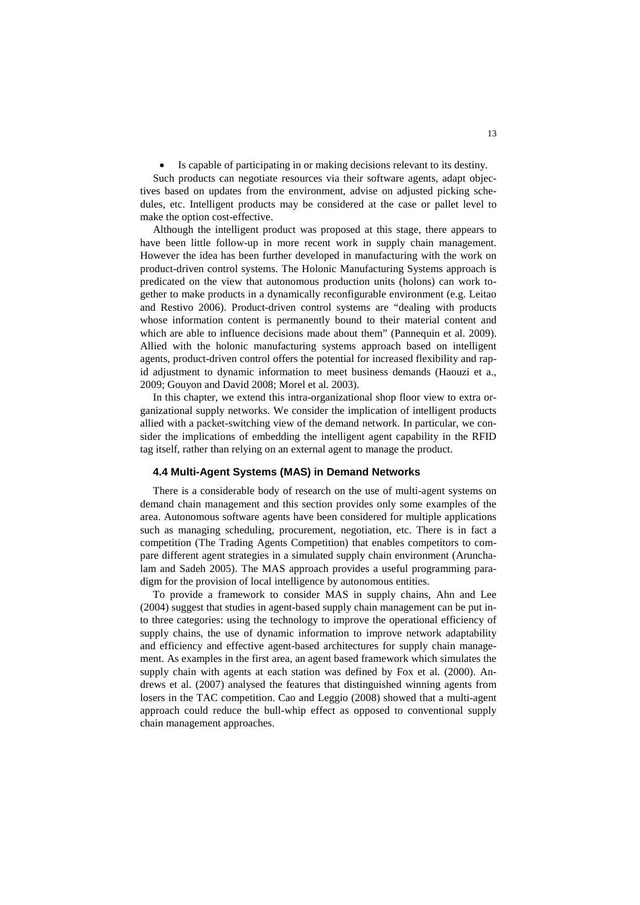- Is capable of participating in or making decisions relevant to its destiny.

Such products can negotiate resources via their software agents, adapt objectives based on updates from the environment, advise on adjusted picking schedules, etc. Intelligent products may be considered at the case or pallet level to make the option cost-effective.

Although the intelligent product was proposed at this stage, there appears to have been little follow-up in more recent work in supply chain management. However the idea has been further developed in manufacturing with the work on product-driven control systems. The Holonic Manufacturing Systems approach is predicated on the view that autonomous production units (holons) can work together to make products in a dynamically reconfigurable environment (e.g. Leitao and Restivo 2006). Product-driven control systems are "dealing with products whose information content is permanently bound to their material content and which are able to influence decisions made about them" (Pannequin et al. 2009). Allied with the holonic manufacturing systems approach based on intelligent agents, product-driven control offers the potential for increased flexibility and rapid adjustment to dynamic information to meet business demands (Haouzi et a., 2009; Gouyon and David 2008; Morel et al. 2003).

In this chapter, we extend this intra-organizational shop floor view to extra organizational supply networks. We consider the implication of intelligent products allied with a packet-switching view of the demand network. In particular, we consider the implications of embedding the intelligent agent capability in the RFID tag itself, rather than relying on an external agent to manage the product.

### 4.4 Multi-Agent Systems (MAS) in Demand Networks

There is a considerable body of research on the use of multi-agent systems on demand chain management and this section provides only some examples of the area. Autonomous software agents have been considered for multiple applications such as managing scheduling, procurement, negotiation, etc. There is in fact a competition (The Trading Agents Competition) that enables competitors to compare different agent strategies in a simulated supply chain environment (Aruncha­lam and Sadeh 2005). The MAS approach provides a useful programming paradigm for the provision of local intelligence by autonomous entities.

To provide a framework to consider MAS in supply chains, Ahn and Lee (2004) suggest that studies in agent-based supply chain management can be put into three categories: using the technology to improve the operational efficiency of supply chains, the use of dynamic information to improve network adaptability and efficiency and effective agent-based architectures for supply chain management. As examples in the first area, an agent based framework which simulates the supply chain with agents at each station was defined by Fox et al. (2000). Andrews et al. (2007) analysed the features that distinguished winning agents from losers in the TAC competition. Cao and Leggio (2008) showed that a multi-agent approach could reduce the bull-whip effect as opposed to conventional supply chain management approaches.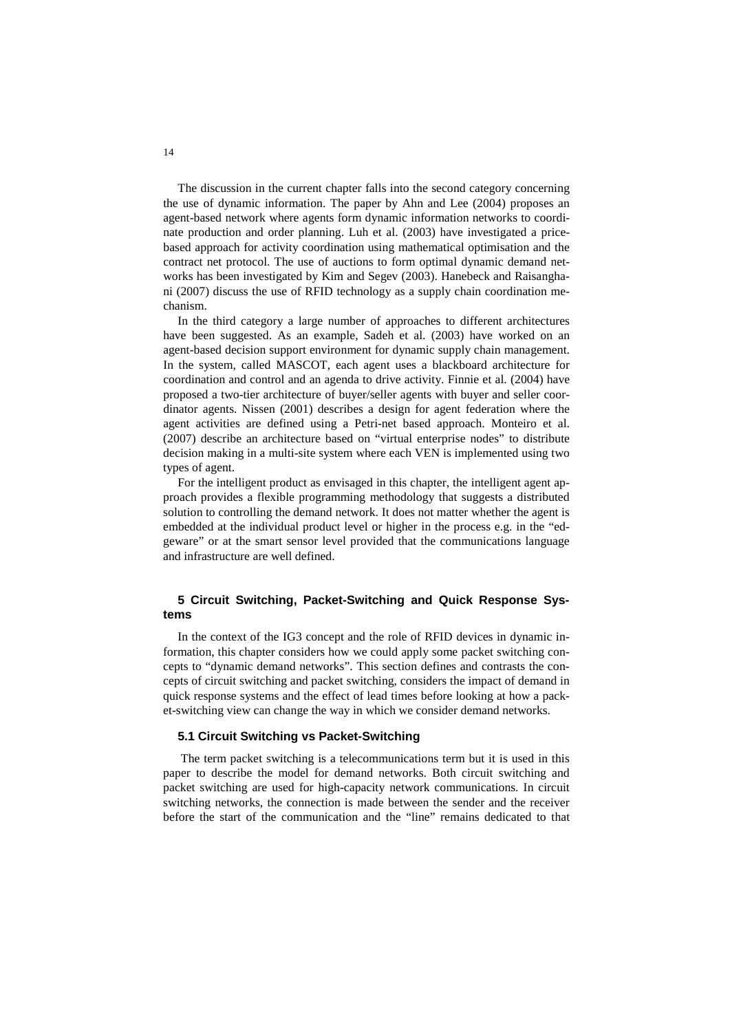The discussion in the current chapter falls into the second category concerning the use of dynamic information. The paper by Ahn and Lee (2004) proposes an agent-based network where agents form dynamic information networks to coordinate production and order planning. Luh et al. (2003) have investigated a price-based approach for activity coordination using mathematical optimisation and the contract net protocol. The use of auctions to form optimal dynamic demand networks has been investigated by Kim and Segev (2003). Hanebeck and Raisanghani (2007) discuss the use of RFID technology as a supply chain coordination mechanism.

In the third category a large number of approaches to different architectures have been suggested. As an example, Sadeh et al. (2003) have worked on an agent-based decision support environment for dynamic supply chain management. In the system, called MASCOT, each agent uses a blackboard architecture for coordination and control and an agenda to drive activity. Finnie et al. (2004) have proposed a two-tier architecture of buyer/seller agents with buyer and seller coordinator agents. Nissen (2001) describes a design for agent federation where the agent activities are defined using a Petri-net based approach. Monteiro et al. (2007) describe an architecture based on "virtual enterprise nodes" to distribute decision making in a multi-site system where each VEN is implemented using two types of agent.

For the intelligent product as envisaged in this chapter, the intelligent agent approach provides a flexible programming methodology that suggests a distributed solution to controlling the demand network. It does not matter whether the agent is embedded at the individual product level or higher in the process e.g. in the "edgeware" or at the smart sensor level provided that the communications language and infrastructure are well defined.

## 5 Circuit Switching, Packet-Switching and Quick Response Systems

In the context of the IG3 concept and the role of RFID devices in dynamic information, this chapter considers how we could apply some packet switching concepts to "dynamic demand networks". This section defines and contrasts the concepts of circuit switching and packet switching, considers the impact of demand in quick response systems and the effect of lead times before looking at how a packet-switching view can change the way in which we consider demand networks.

### 5.1 Circuit Switching vs Packet-Switching

The term packet switching is a telecommunications term but it is used in this paper to describe the model for demand networks. Both circuit switching and packet switching are used for high-capacity network communications. In circuit switching networks, the connection is made between the sender and the receiver before the start of the communication and the "line" remains dedicated to that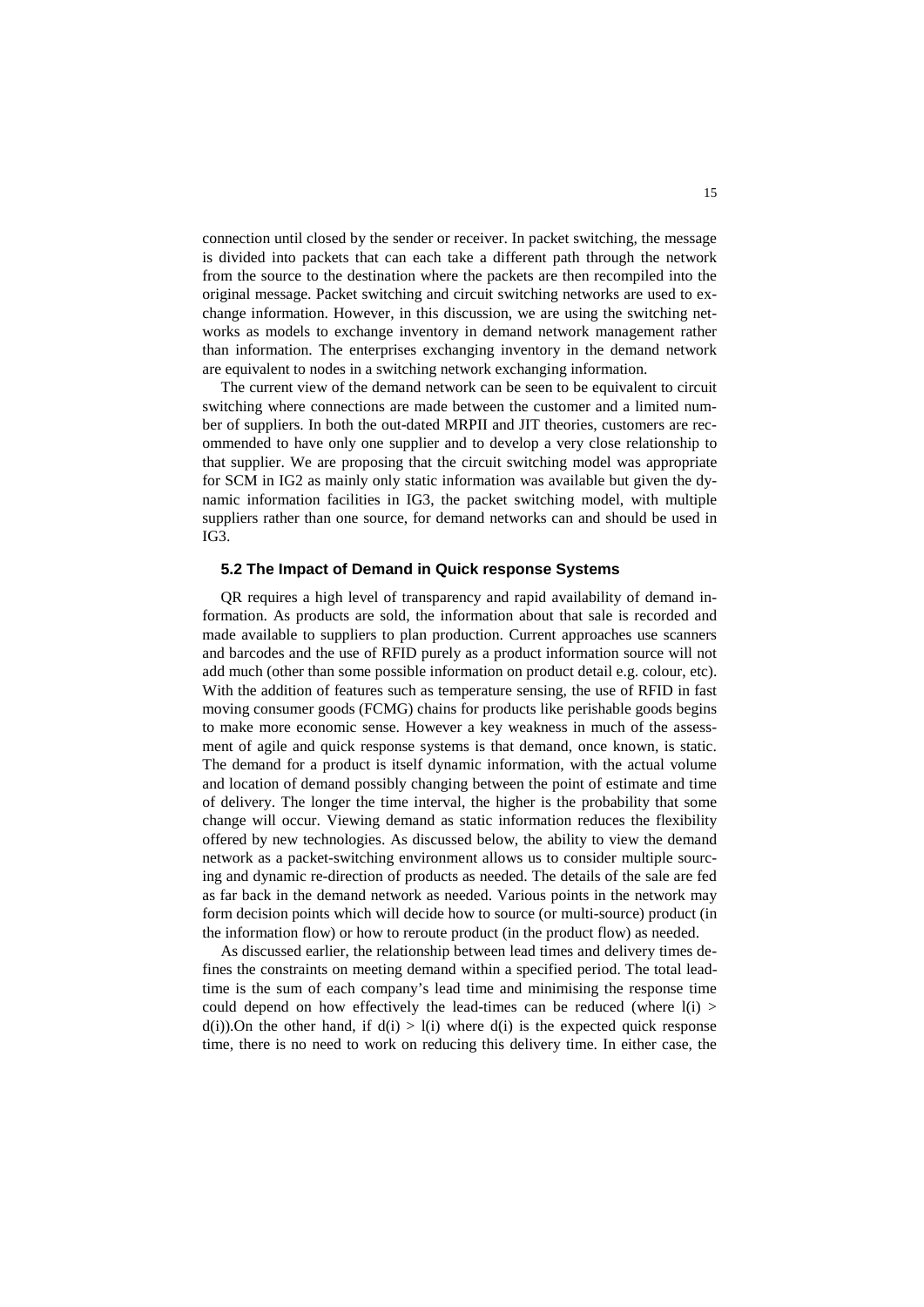connection until closed by the sender or receiver. In packet switching, the message is divided into packets that can each take a different path through the network from the source to the destination where the packets are then recompiled into the original message. Packet switching and circuit switching networks are used to exchange information. However, in this discussion, we are using the switching networks as models to exchange inventory in demand network management rather than information. The enterprises exchanging inventory in the demand network are equivalent to nodes in a switching network exchanging information.

The current view of the demand network can be seen to be equivalent to circuit switching where connections are made between the customer and a limited number of suppliers. In both the out-dated MRPII and JIT theories, customers are recommended to have only one supplier and to develop a very close relationship to that supplier. We are proposing that the circuit switching model was appropriate for SCM in IG2 as mainly only static information was available but given the dynamic information facilities in IG3, the packet switching model, with multiple suppliers rather than one source, for demand networks can and should be used in IG3.

### 5.2 The Impact of Demand in Quick response Systems

QR requires a high level of transparency and rapid availability of demand information. As products are sold, the information about that sale is recorded and made available to suppliers to plan production. Current approaches use scanners and barcodes and the use of RFID purely as a product information source will not add much (other than some possible information on product detail e.g. colour, etc). With the addition of features such as temperature sensing, the use of RFID in fast moving consumer goods (FCMG) chains for products like perishable goods begins to make more economic sense. However a key weakness in much of the assessment of agile and quick response systems is that demand, once known, is static. The demand for a product is itself dynamic information, with the actual volume and location of demand possibly changing between the point of estimate and time of delivery. The longer the time interval, the higher is the probability that some change will occur. Viewing demand as static information reduces the flexibility offered by new technologies. As discussed below, the ability to view the demand network as a packet-switching environment allows us to consider multiple sourcing and dynamic re-direction of products as needed. The details of the sale are fed as far back in the demand network as needed. Various points in the network may form decision points which will decide how to source (or multi-source) product (in the information flow) or how to reroute product (in the product flow) as needed.

As discussed earlier, the relationship between lead times and delivery times defines the constraints on meeting demand within a specified period. The total lead-time is the sum of each company's lead time and minimising the response time could depend on how effectively the lead-times can be reduced (where $l(i) > d(i)$).On the other hand, if $d(i) > l(i)$ where $d(i)$ is the expected quick response time, there is no need to work on reducing this delivery time. In either case, the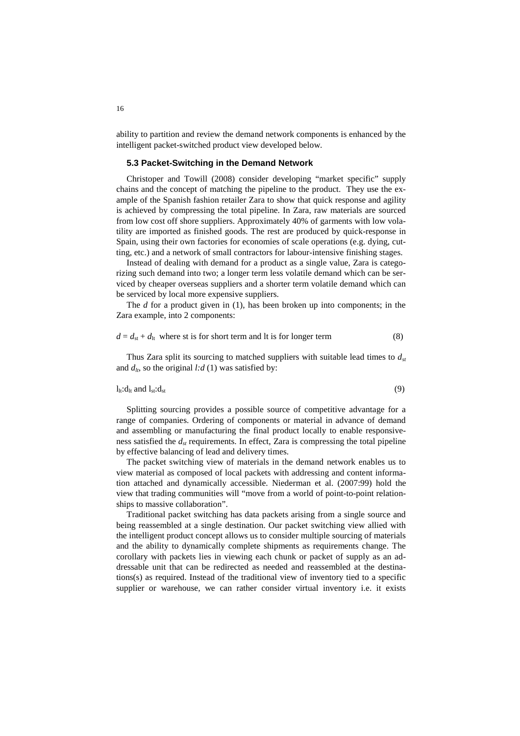ability to partition and review the demand network components is enhanced by the intelligent packet-switched product view developed below.

### 5.3 Packet-Switching in the Demand Network

Christoper and Towill (2008) consider developing "market specific" supply chains and the concept of matching the pipeline to the product. They use the example of the Spanish fashion retailer Zara to show that quick response and agility is achieved by compressing the total pipeline. In Zara, raw materials are sourced from low cost off shore suppliers. Approximately 40% of garments with low volatility are imported as finished goods. The rest are produced by quick-response in Spain, using their own factories for economies of scale operations (e.g. dying, cutting, etc.) and a network of small contractors for labour-intensive finishing stages.

Instead of dealing with demand for a product as a single value, Zara is categorizing such demand into two; a longer term less volatile demand which can be serviced by cheaper overseas suppliers and a shorter term volatile demand which can be serviced by local more expensive suppliers.

The $d$ for a product given in (1), has been broken up into components; in the Zara example, into 2 components:

$$d = d_{st} + d_{lt} \text{ where st is for short term and lt is for longer term} \tag{8}$$

Thus Zara split its sourcing to matched suppliers with suitable lead times to $d_{st}$ and $d_{lt}$, so the original $l{:}d$ (1) was satisfied by:

$$l_{lt}{:}d_{lt} \text{ and } l_{st}{:}d_{st} \tag{9}$$

Splitting sourcing provides a possible source of competitive advantage for a range of companies. Ordering of components or material in advance of demand and assembling or manufacturing the final product locally to enable responsiveness satisfied the $d_{st}$ requirements. In effect, Zara is compressing the total pipeline by effective balancing of lead and delivery times.

The packet switching view of materials in the demand network enables us to view material as composed of local packets with addressing and content information attached and dynamically accessible. Niederman et al. (2007:99) hold the view that trading communities will "move from a world of point-to-point relationships to massive collaboration".

Traditional packet switching has data packets arising from a single source and being reassembled at a single destination. Our packet switching view allied with the intelligent product concept allows us to consider multiple sourcing of materials and the ability to dynamically complete shipments as requirements change. The corollary with packets lies in viewing each chunk or packet of supply as an addressable unit that can be redirected as needed and reassembled at the destinations(s) as required. Instead of the traditional view of inventory tied to a specific supplier or warehouse, we can rather consider virtual inventory i.e. it exists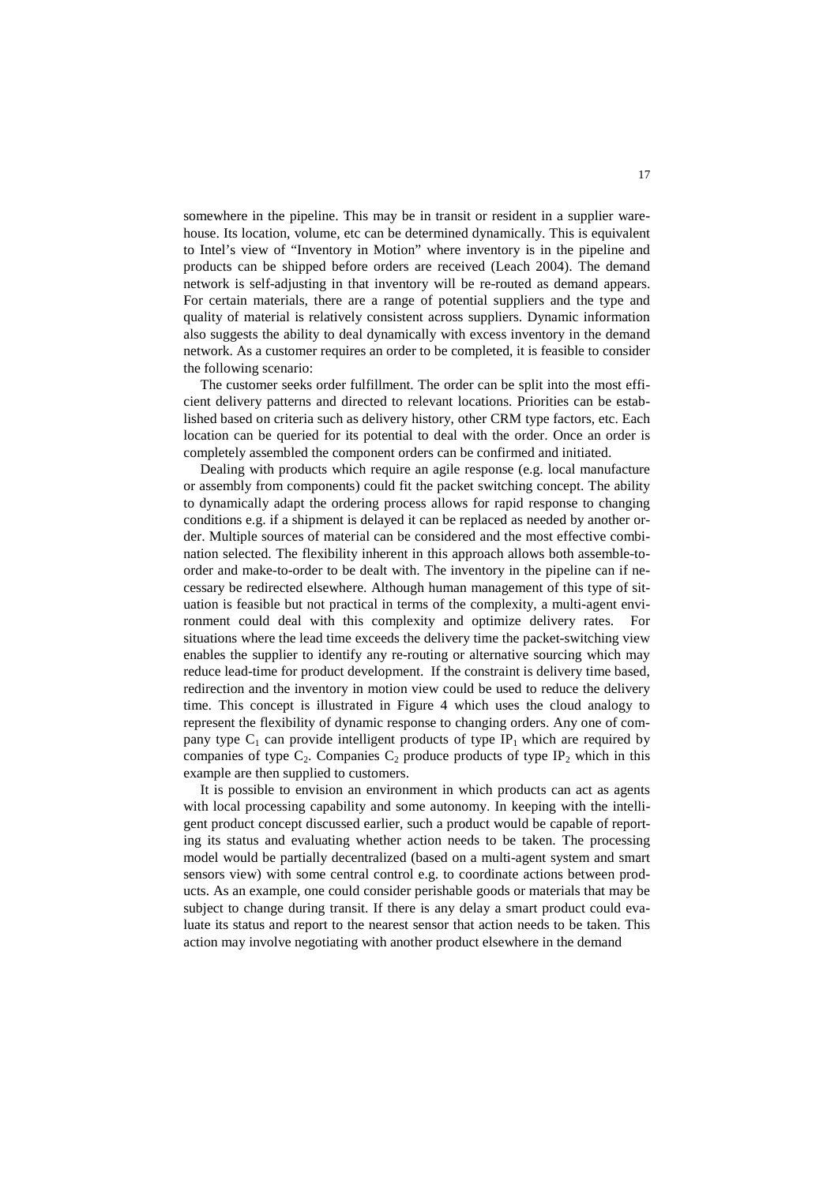somewhere in the pipeline. This may be in transit or resident in a supplier warehouse. Its location, volume, etc can be determined dynamically. This is equivalent to Intel's view of "Inventory in Motion" where inventory is in the pipeline and products can be shipped before orders are received (Leach 2004). The demand network is self-adjusting in that inventory will be re-routed as demand appears. For certain materials, there are a range of potential suppliers and the type and quality of material is relatively consistent across suppliers. Dynamic information also suggests the ability to deal dynamically with excess inventory in the demand network. As a customer requires an order to be completed, it is feasible to consider the following scenario:

The customer seeks order fulfillment. The order can be split into the most efficient delivery patterns and directed to relevant locations. Priorities can be established based on criteria such as delivery history, other CRM type factors, etc. Each location can be queried for its potential to deal with the order. Once an order is completely assembled the component orders can be confirmed and initiated.

Dealing with products which require an agile response (e.g. local manufacture or assembly from components) could fit the packet switching concept. The ability to dynamically adapt the ordering process allows for rapid response to changing conditions e.g. if a shipment is delayed it can be replaced as needed by another order. Multiple sources of material can be considered and the most effective combination selected. The flexibility inherent in this approach allows both assemble-to-order and make-to-order to be dealt with. The inventory in the pipeline can if necessary be redirected elsewhere. Although human management of this type of situation is feasible but not practical in terms of the complexity, a multi-agent environment could deal with this complexity and optimize delivery rates. For situations where the lead time exceeds the delivery time the packet-switching view enables the supplier to identify any re-routing or alternative sourcing which may reduce lead-time for product development. If the constraint is delivery time based, redirection and the inventory in motion view could be used to reduce the delivery time. This concept is illustrated in Figure 4 which uses the cloud analogy to represent the flexibility of dynamic response to changing orders. Any one of company type $C_1$ can provide intelligent products of type $IP_1$ which are required by companies of type $C_2$. Companies $C_2$ produce products of type $IP_2$ which in this example are then supplied to customers.

It is possible to envision an environment in which products can act as agents with local processing capability and some autonomy. In keeping with the intelligent product concept discussed earlier, such a product would be capable of reporting its status and evaluating whether action needs to be taken. The processing model would be partially decentralized (based on a multi-agent system and smart sensors view) with some central control e.g. to coordinate actions between products. As an example, one could consider perishable goods or materials that may be subject to change during transit. If there is any delay a smart product could evaluate its status and report to the nearest sensor that action needs to be taken. This action may involve negotiating with another product elsewhere in the demand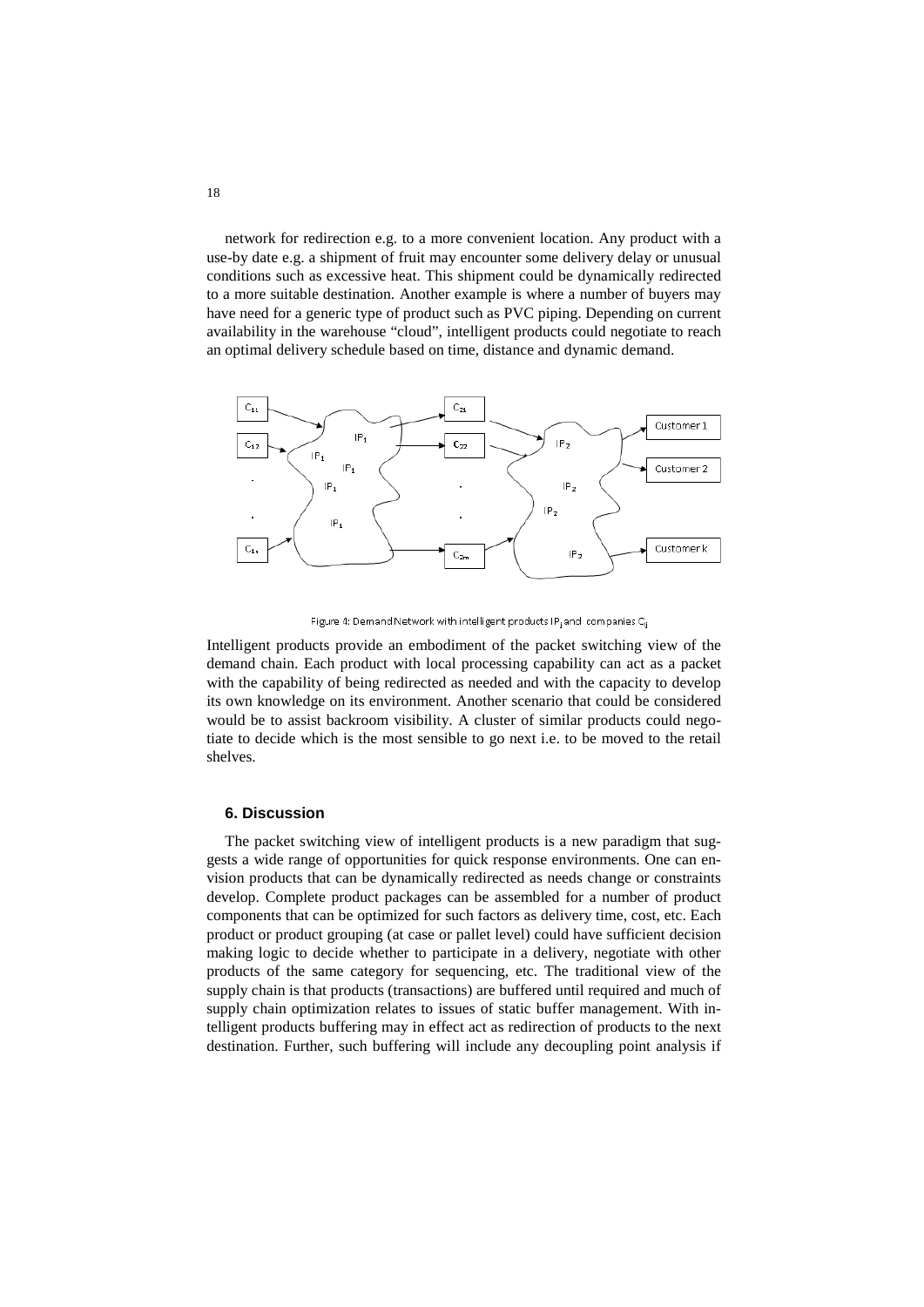network for redirection e.g. to a more convenient location. Any product with a use-by date e.g. a shipment of fruit may encounter some delivery delay or unusual conditions such as excessive heat. This shipment could be dynamically redirected to a more suitable destination. Another example is where a number of buyers may have need for a generic type of product such as PVC piping. Depending on current availability in the warehouse "cloud", intelligent products could negotiate to reach an optimal delivery schedule based on time, distance and dynamic demand.

Figure 4: Demand Network with intelligent products $IP_j$ and companies $C_{ij}$

Intelligent products provide an embodiment of the packet switching view of the demand chain. Each product with local processing capability can act as a packet with the capability of being redirected as needed and with the capacity to develop its own knowledge on its environment. Another scenario that could be considered would be to assist backroom visibility. A cluster of similar products could negotiate to decide which is the most sensible to go next i.e. to be moved to the retail shelves.

### 6. Discussion

The packet switching view of intelligent products is a new paradigm that suggests a wide range of opportunities for quick response environments. One can envision products that can be dynamically redirected as needs change or constraints develop. Complete product packages can be assembled for a number of product components that can be optimized for such factors as delivery time, cost, etc. Each product or product grouping (at case or pallet level) could have sufficient decision making logic to decide whether to participate in a delivery, negotiate with other products of the same category for sequencing, etc. The traditional view of the supply chain is that products (transactions) are buffered until required and much of supply chain optimization relates to issues of static buffer management. With intelligent products buffering may in effect act as redirection of products to the next destination. Further, such buffering will include any decoupling point analysis if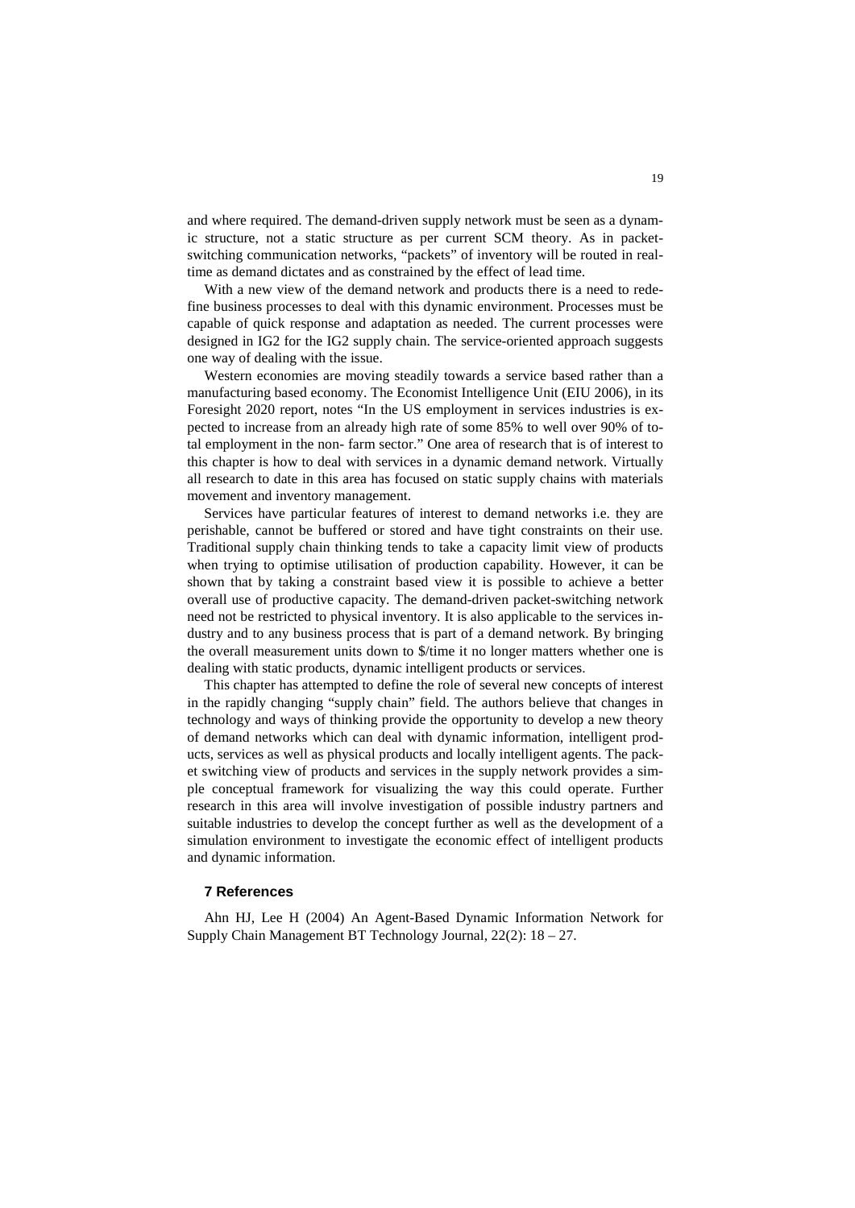and where required. The demand-driven supply network must be seen as a dynamic structure, not a static structure as per current SCM theory. As in packet-switching communication networks, "packets" of inventory will be routed in real-time as demand dictates and as constrained by the effect of lead time.

With a new view of the demand network and products there is a need to redefine business processes to deal with this dynamic environment. Processes must be capable of quick response and adaptation as needed. The current processes were designed in IG2 for the IG2 supply chain. The service-oriented approach suggests one way of dealing with the issue.

Western economies are moving steadily towards a service based rather than a manufacturing based economy. The Economist Intelligence Unit (EIU 2006), in its Foresight 2020 report, notes "In the US employment in services industries is expected to increase from an already high rate of some 85% to well over 90% of total employment in the non- farm sector." One area of research that is of interest to this chapter is how to deal with services in a dynamic demand network. Virtually all research to date in this area has focused on static supply chains with materials movement and inventory management.

Services have particular features of interest to demand networks i.e. they are perishable, cannot be buffered or stored and have tight constraints on their use. Traditional supply chain thinking tends to take a capacity limit view of products when trying to optimise utilisation of production capability. However, it can be shown that by taking a constraint based view it is possible to achieve a better overall use of productive capacity. The demand-driven packet-switching network need not be restricted to physical inventory. It is also applicable to the services industry and to any business process that is part of a demand network. By bringing the overall measurement units down to $/time it no longer matters whether one is dealing with static products, dynamic intelligent products or services.

This chapter has attempted to define the role of several new concepts of interest in the rapidly changing "supply chain" field. The authors believe that changes in technology and ways of thinking provide the opportunity to develop a new theory of demand networks which can deal with dynamic information, intelligent products, services as well as physical products and locally intelligent agents. The packet switching view of products and services in the supply network provides a simple conceptual framework for visualizing the way this could operate. Further research in this area will involve investigation of possible industry partners and suitable industries to develop the concept further as well as the development of a simulation environment to investigate the economic effect of intelligent products and dynamic information.

## 7 References

Ahn HJ, Lee H (2004) An Agent-Based Dynamic Information Network for Supply Chain Management BT Technology Journal, 22(2): 18 – 27.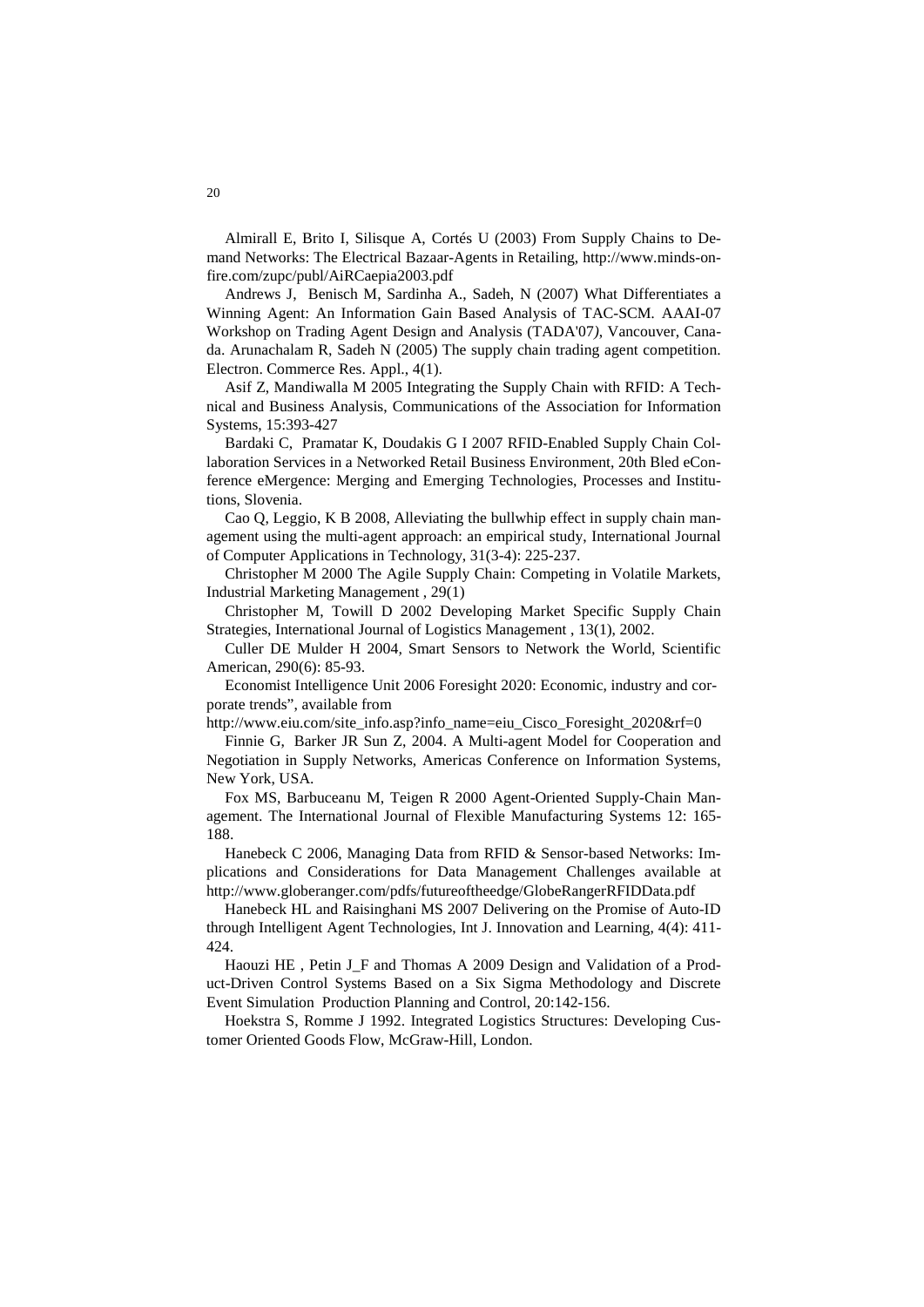Almirall E, Brito I, Silisque A, Cortés U (2003) From Supply Chains to Demand Networks: The Electrical Bazaar-Agents in Retailing, http://www.minds-on-fire.com/zupc/publ/AiRCaepia2003.pdf

Andrews J, Benisch M, Sardinha A., Sadeh, N (2007) What Differentiates a Winning Agent: An Information Gain Based Analysis of TAC-SCM. AAAI-07 Workshop on Trading Agent Design and Analysis (TADA'07), Vancouver, Canada. Arunachalam R, Sadeh N (2005) The supply chain trading agent competition. Electron. Commerce Res. Appl., 4(1).

Asif Z, Mandiwalla M 2005 Integrating the Supply Chain with RFID: A Technical and Business Analysis, Communications of the Association for Information Systems, 15:393-427

Bardaki C, Pramatar K, Doudakis G I 2007 RFID-Enabled Supply Chain Collaboration Services in a Networked Retail Business Environment, 20th Bled eConference eMergence: Merging and Emerging Technologies, Processes and Institutions, Slovenia.

Cao Q, Leggio, K B 2008, Alleviating the bullwhip effect in supply chain management using the multi-agent approach: an empirical study, International Journal of Computer Applications in Technology, 31(3-4): 225-237.

Christopher M 2000 The Agile Supply Chain: Competing in Volatile Markets, Industrial Marketing Management , 29(1)

Christopher M, Towill D 2002 Developing Market Specific Supply Chain Strategies, International Journal of Logistics Management , 13(1), 2002.

Culler DE Mulder H 2004, Smart Sensors to Network the World, Scientific American, 290(6): 85-93.

Economist Intelligence Unit 2006 Foresight 2020: Economic, industry and corporate trends", available from http://www.eiu.com/site_info.asp?info_name=eiu_Cisco_Foresight_2020&rf=0

Finnie G, Barker JR Sun Z, 2004. A Multi-agent Model for Cooperation and Negotiation in Supply Networks, Americas Conference on Information Systems, New York, USA.

Fox MS, Barbuceanu M, Teigen R 2000 Agent-Oriented Supply-Chain Management. The International Journal of Flexible Manufacturing Systems 12: 165-188.

Hanebeck C 2006, Managing Data from RFID & Sensor-based Networks: Implications and Considerations for Data Management Challenges available at http://www.globeranger.com/pdfs/futureoftheedge/GlobeRangerRFIDData.pdf

Hanebeck HL and Raisinghani MS 2007 Delivering on the Promise of Auto-ID through Intelligent Agent Technologies, Int J. Innovation and Learning, 4(4): 411-424.

Haouzi HE , Petin J_F and Thomas A 2009 Design and Validation of a Product-Driven Control Systems Based on a Six Sigma Methodology and Discrete Event Simulation Production Planning and Control, 20:142-156.

Hoekstra S, Romme J 1992. Integrated Logistics Structures: Developing Customer Oriented Goods Flow, McGraw-Hill, London.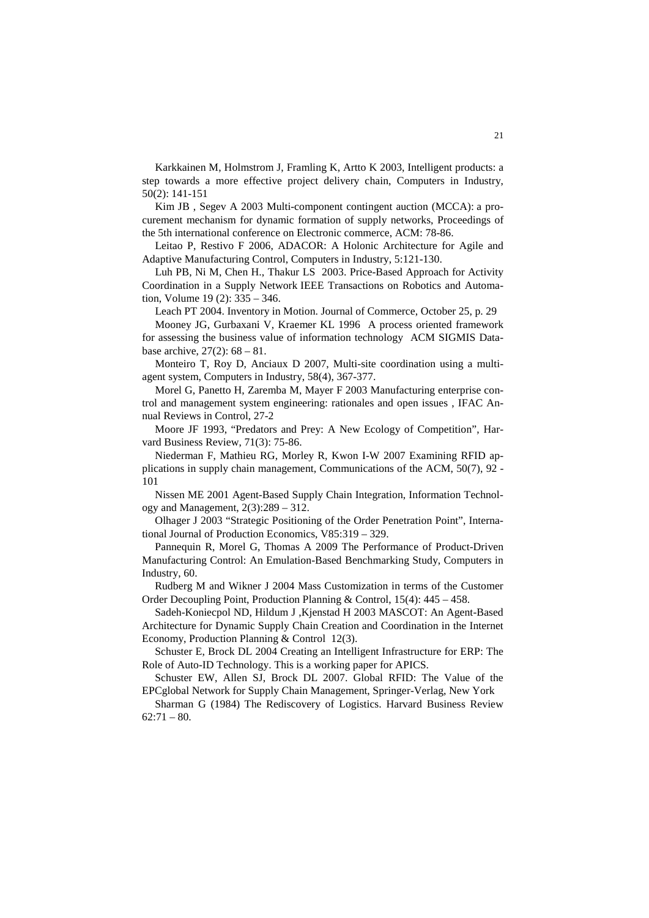Karkkainen M, Holmstrom J, Framling K, Artto K 2003, Intelligent products: a step towards a more effective project delivery chain, Computers in Industry, 50(2): 141-151

Kim JB , Segev A 2003 Multi-component contingent auction (MCCA): a procurement mechanism for dynamic formation of supply networks, Proceedings of the 5th international conference on Electronic commerce, ACM: 78-86.

Leitao P, Restivo F 2006, ADACOR: A Holonic Architecture for Agile and Adaptive Manufacturing Control, Computers in Industry, 5:121-130.

Luh PB, Ni M, Chen H., Thakur LS 2003. Price-Based Approach for Activity Coordination in a Supply Network IEEE Transactions on Robotics and Automation, Volume 19 (2): 335 – 346.

Leach PT 2004. Inventory in Motion. Journal of Commerce, October 25, p. 29

Mooney JG, Gurbaxani V, Kraemer KL 1996 A process oriented framework for assessing the business value of information technology ACM SIGMIS Database archive, 27(2): 68 – 81.

Monteiro T, Roy D, Anciaux D 2007, Multi-site coordination using a multi-agent system, Computers in Industry, 58(4), 367-377.

Morel G, Panetto H, Zaremba M, Mayer F 2003 Manufacturing enterprise control and management system engineering: rationales and open issues , IFAC Annual Reviews in Control, 27-2

Moore JF 1993, "Predators and Prey: A New Ecology of Competition", Harvard Business Review, 71(3): 75-86.

Niederman F, Mathieu RG, Morley R, Kwon I-W 2007 Examining RFID applications in supply chain management, Communications of the ACM, 50(7), 92 - 101

Nissen ME 2001 Agent-Based Supply Chain Integration, Information Technology and Management, 2(3):289 – 312.

Olhager J 2003 "Strategic Positioning of the Order Penetration Point", International Journal of Production Economics, V85:319 – 329.

Pannequin R, Morel G, Thomas A 2009 The Performance of Product-Driven Manufacturing Control: An Emulation-Based Benchmarking Study, Computers in Industry, 60.

Rudberg M and Wikner J 2004 Mass Customization in terms of the Customer Order Decoupling Point, Production Planning & Control, 15(4): 445 – 458.

Sadeh-Koniecpol ND, Hildum J ,Kjenstad H 2003 MASCOT: An Agent-Based Architecture for Dynamic Supply Chain Creation and Coordination in the Internet Economy, Production Planning & Control 12(3).

Schuster E, Brock DL 2004 Creating an Intelligent Infrastructure for ERP: The Role of Auto-ID Technology. This is a working paper for APICS.

Schuster EW, Allen SJ, Brock DL 2007. Global RFID: The Value of the EPCglobal Network for Supply Chain Management, Springer-Verlag, New York

Sharman G (1984) The Rediscovery of Logistics. Harvard Business Review 62:71 – 80.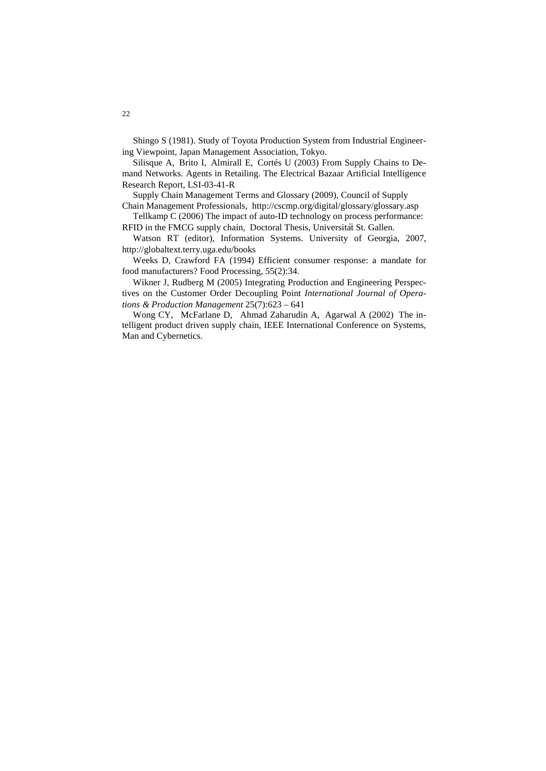Shingo S (1981). Study of Toyota Production System from Industrial Engineering Viewpoint, Japan Management Association, Tokyo.

Silisque A, Brito I, Almirall E, Cortés U (2003) From Supply Chains to Demand Networks. Agents in Retailing. The Electrical Bazaar Artificial Intelligence Research Report, LSI-03-41-R

Supply Chain Management Terms and Glossary (2009), Council of Supply Chain Management Professionals, http://cscmp.org/digital/glossary/glossary.asp

Tellkamp C (2006) The impact of auto-ID technology on process performance: RFID in the FMCG supply chain, Doctoral Thesis, Universität St. Gallen.

Watson RT (editor), Information Systems. University of Georgia, 2007, http://globaltext.terry.uga.edu/books

Weeks D, Crawford FA (1994) Efficient consumer response: a mandate for food manufacturers? Food Processing, 55(2):34.

Wikner J, Rudberg M (2005) Integrating Production and Engineering Perspectives on the Customer Order Decoupling Point *International Journal of Operations & Production Management* 25(7):623 – 641

Wong CY, McFarlane D, Ahmad Zaharudin A, Agarwal A (2002) The intelligent product driven supply chain, IEEE International Conference on Systems, Man and Cybernetics.